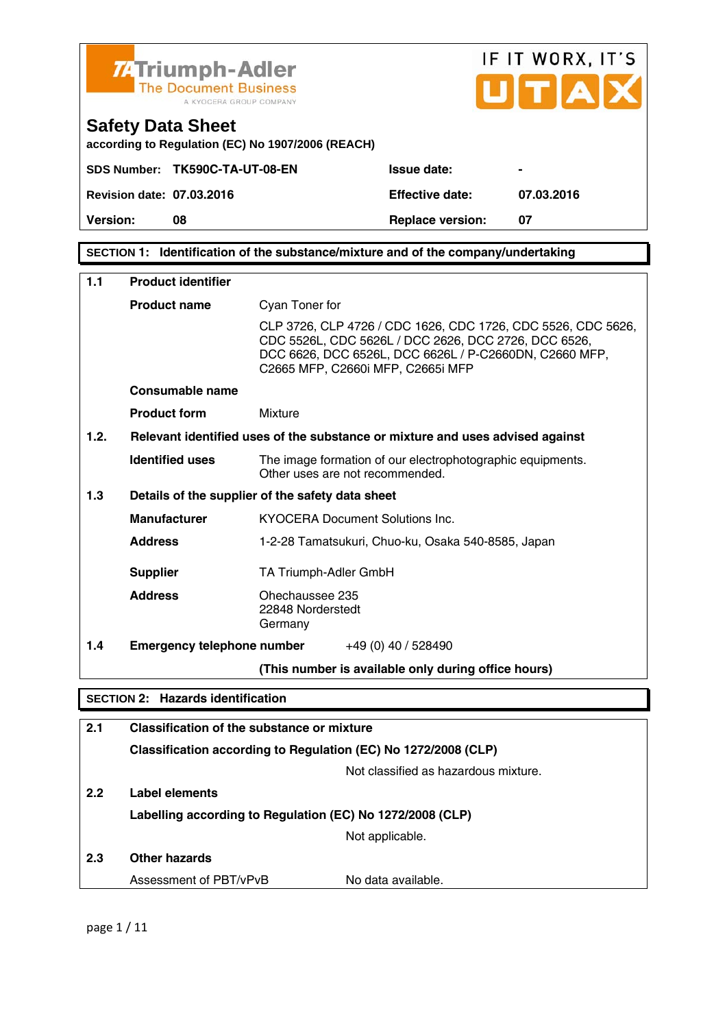TA Triumph-Adler
The Document Business
A KYOCERA GROUP COMPANY

IF IT WORX, IT'S UTAX

# Safety Data Sheet

**according to Regulation (EC) No 1907/2006 (REACH)**

| | | | |
|---|---|---|---|
| **SDS Number:** | **TK590C-TA-UT-08-EN** | **Issue date:** | **-** |
| **Revision date:** | **07.03.2016** | **Effective date:** | **07.03.2016** |
| **Version:** | **08** | **Replace version:** | **07** |

## SECTION 1: Identification of the substance/mixture and of the company/undertaking

**1.1 Product identifier**

**Product name**: Cyan Toner for

CLP 3726, CLP 4726 / CDC 1626, CDC 1726, CDC 5526, CDC 5626, CDC 5526L, CDC 5626L / DCC 2626, DCC 2726, DCC 6526, DCC 6626, DCC 6526L, DCC 6626L / P-C2660DN, C2660 MFP, C2665 MFP, C2660i MFP, C2665i MFP

**Consumable name**

**Product form**: Mixture

**1.2. Relevant identified uses of the substance or mixture and uses advised against**

**Identified uses**: The image formation of our electrophotographic equipments. Other uses are not recommended.

**1.3 Details of the supplier of the safety data sheet**

**Manufacturer**: KYOCERA Document Solutions Inc.

**Address**: 1-2-28 Tamatsukuri, Chuo-ku, Osaka 540-8585, Japan

**Supplier**: TA Triumph-Adler GmbH

**Address**: Ohechaussee 235
22848 Norderstedt
Germany

**1.4 Emergency telephone number**: +49 (0) 40 / 528490

**(This number is available only during office hours)**

## SECTION 2: Hazards identification

**2.1 Classification of the substance or mixture**

**Classification according to Regulation (EC) No 1272/2008 (CLP)**

Not classified as hazardous mixture.

**2.2 Label elements**

**Labelling according to Regulation (EC) No 1272/2008 (CLP)**

Not applicable.

**2.3 Other hazards**

Assessment of PBT/vPvB: No data available.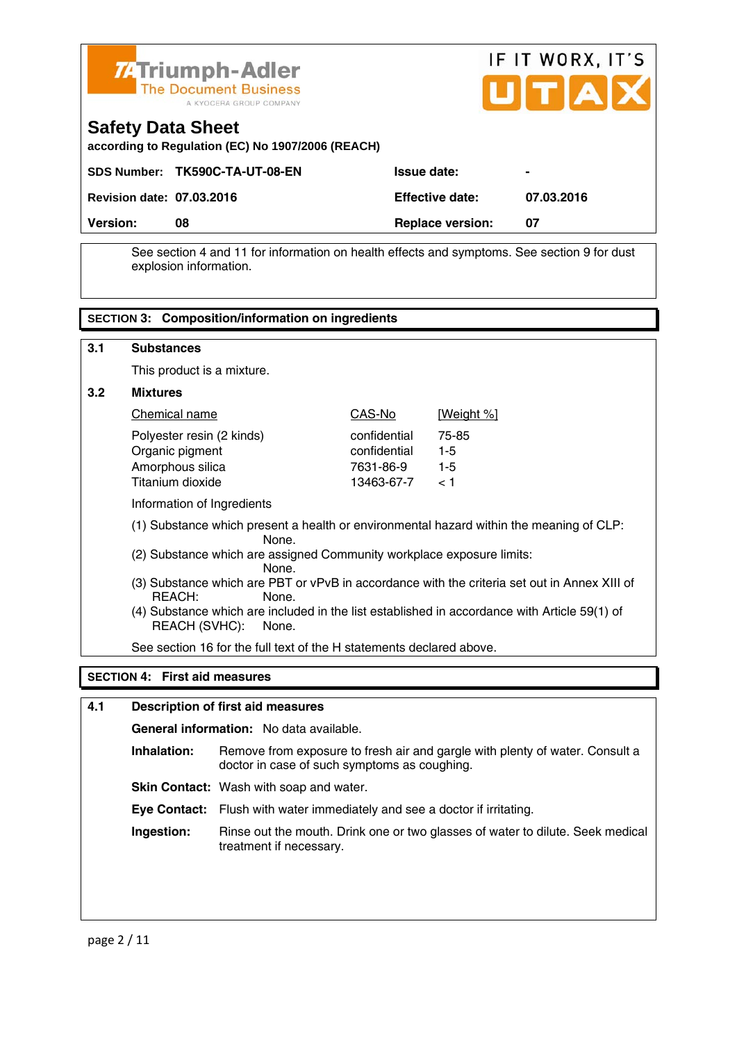See section 4 and 11 for information on health effects and symptoms. See section 9 for dust explosion information.

## SECTION 3: Composition/information on ingredients

### 3.1 Substances

This product is a mixture.

### 3.2 Mixtures

| Chemical name | CAS-No | [Weight %] |
|---|---|---|
| Polyester resin (2 kinds) | confidential | 75-85 |
| Organic pigment | confidential | 1-5 |
| Amorphous silica | 7631-86-9 | 1-5 |
| Titanium dioxide | 13463-67-7 | < 1 |

Information of Ingredients

(1) Substance which present a health or environmental hazard within the meaning of CLP: None.

(2) Substance which are assigned Community workplace exposure limits: None.

(3) Substance which are PBT or vPvB in accordance with the criteria set out in Annex XIII of REACH: None.

(4) Substance which are included in the list established in accordance with Article 59(1) of REACH (SVHC): None.

See section 16 for the full text of the H statements declared above.

## SECTION 4: First aid measures

### 4.1 Description of first aid measures

**General information:** No data available.

**Inhalation:** Remove from exposure to fresh air and gargle with plenty of water. Consult a doctor in case of such symptoms as coughing.

**Skin Contact:** Wash with soap and water.

**Eye Contact:** Flush with water immediately and see a doctor if irritating.

**Ingestion:** Rinse out the mouth. Drink one or two glasses of water to dilute. Seek medical treatment if necessary.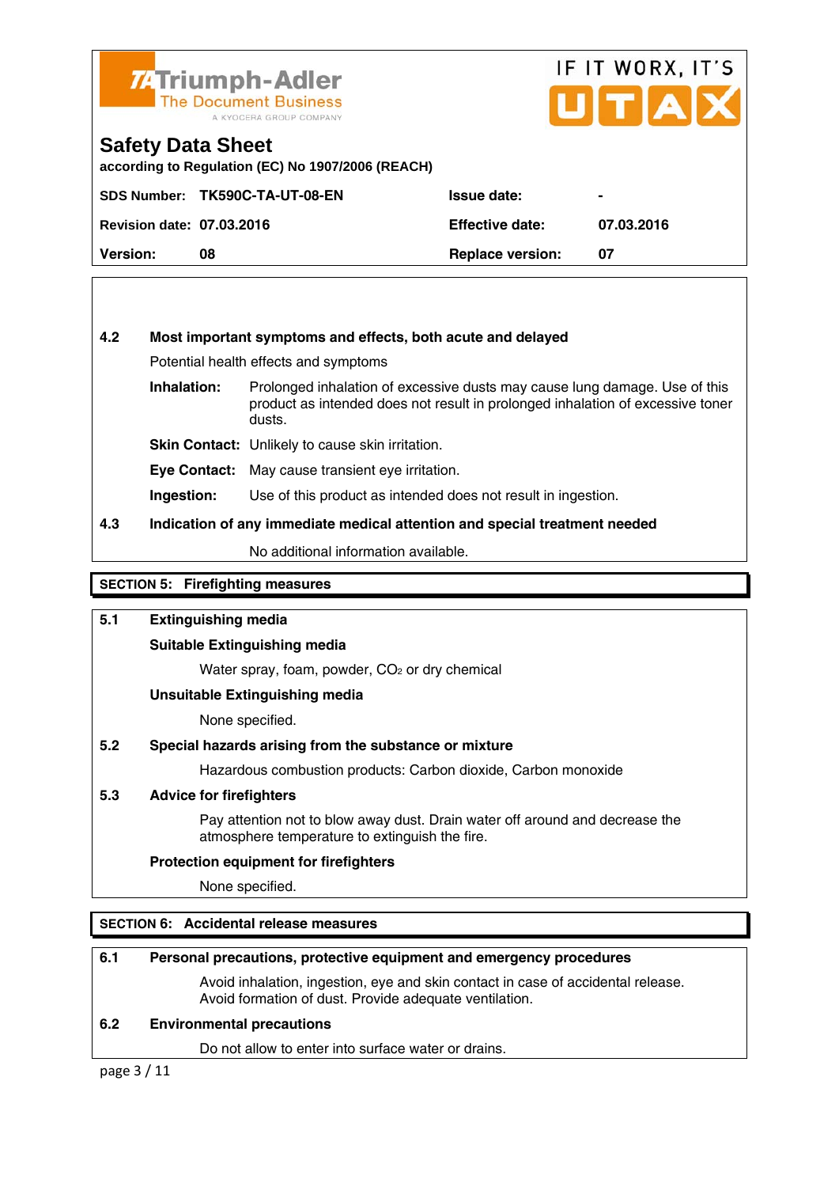### 4.2 Most important symptoms and effects, both acute and delayed

Potential health effects and symptoms

**Inhalation:** Prolonged inhalation of excessive dusts may cause lung damage. Use of this product as intended does not result in prolonged inhalation of excessive toner dusts.

**Skin Contact:** Unlikely to cause skin irritation.

**Eye Contact:** May cause transient eye irritation.

**Ingestion:** Use of this product as intended does not result in ingestion.

### 4.3 Indication of any immediate medical attention and special treatment needed

No additional information available.

## SECTION 5: Firefighting measures

### 5.1 Extinguishing media

**Suitable Extinguishing media**

Water spray, foam, powder, $CO_2$ or dry chemical

**Unsuitable Extinguishing media**

None specified.

### 5.2 Special hazards arising from the substance or mixture

Hazardous combustion products: Carbon dioxide, Carbon monoxide

### 5.3 Advice for firefighters

Pay attention not to blow away dust. Drain water off around and decrease the atmosphere temperature to extinguish the fire.

**Protection equipment for firefighters**

None specified.

## SECTION 6: Accidental release measures

### 6.1 Personal precautions, protective equipment and emergency procedures

Avoid inhalation, ingestion, eye and skin contact in case of accidental release. Avoid formation of dust. Provide adequate ventilation.

### 6.2 Environmental precautions

Do not allow to enter into surface water or drains.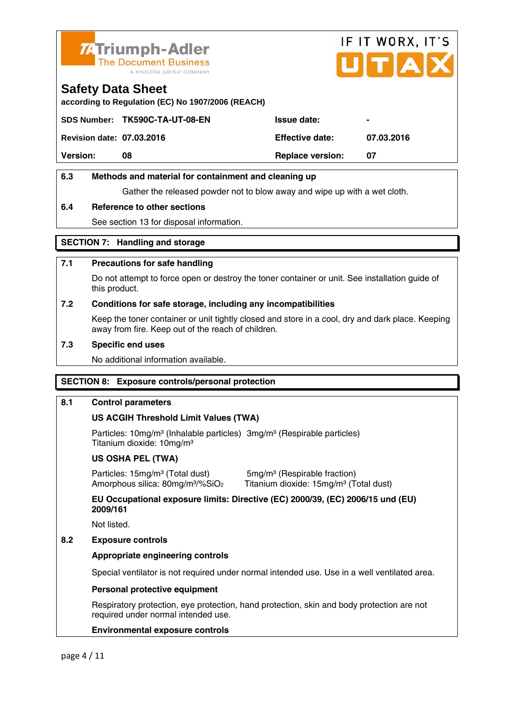Triumph-Adler
The Document Business
A KYOCERA GROUP COMPANY

IF IT WORX, IT'S UTAX

# Safety Data Sheet

according to Regulation (EC) No 1907/2006 (REACH)

| | | | |
|---|---|---|---|
| **SDS Number:** | **TK590C-TA-UT-08-EN** | **Issue date:** | **-** |
| **Revision date:** | **07.03.2016** | **Effective date:** | **07.03.2016** |
| **Version:** | **08** | **Replace version:** | **07** |

### 6.3 Methods and material for containment and cleaning up

Gather the released powder not to blow away and wipe up with a wet cloth.

### 6.4 Reference to other sections

See section 13 for disposal information.

## SECTION 7: Handling and storage

### 7.1 Precautions for safe handling

Do not attempt to force open or destroy the toner container or unit. See installation guide of this product.

### 7.2 Conditions for safe storage, including any incompatibilities

Keep the toner container or unit tightly closed and store in a cool, dry and dark place. Keeping away from fire. Keep out of the reach of children.

### 7.3 Specific end uses

No additional information available.

## SECTION 8: Exposure controls/personal protection

### 8.1 Control parameters

**US ACGIH Threshold Limit Values (TWA)**

Particles: 10mg/m³ (Inhalable particles) 3mg/m³ (Respirable particles)
Titanium dioxide: 10mg/m³

**US OSHA PEL (TWA)**

Particles: 15mg/m³ (Total dust) 5mg/m³ (Respirable fraction)
Amorphous silica: 80mg/m³/%$SiO_2$ Titanium dioxide: 15mg/m³ (Total dust)

**EU Occupational exposure limits: Directive (EC) 2000/39, (EC) 2006/15 und (EU) 2009/161**

Not listed.

### 8.2 Exposure controls

**Appropriate engineering controls**

Special ventilator is not required under normal intended use. Use in a well ventilated area.

**Personal protective equipment**

Respiratory protection, eye protection, hand protection, skin and body protection are not required under normal intended use.

**Environmental exposure controls**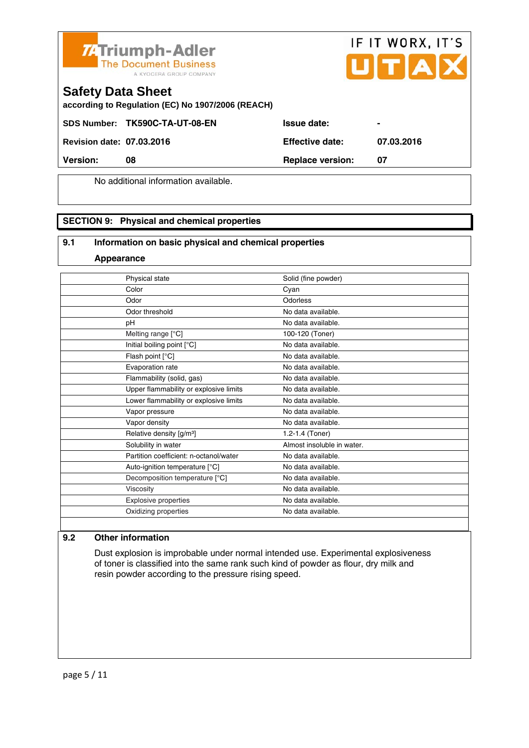No additional information available.

## SECTION 9: Physical and chemical properties

### 9.1 Information on basic physical and chemical properties

**Appearance**

| Property | Value |
|---|---|
| Physical state | Solid (fine powder) |
| Color | Cyan |
| Odor | Odorless |
| Odor threshold | No data available. |
| pH | No data available. |
| Melting range [°C] | 100-120 (Toner) |
| Initial boiling point [°C] | No data available. |
| Flash point [°C] | No data available. |
| Evaporation rate | No data available. |
| Flammability (solid, gas) | No data available. |
| Upper flammability or explosive limits | No data available. |
| Lower flammability or explosive limits | No data available. |
| Vapor pressure | No data available. |
| Vapor density | No data available. |
| Relative density [g/m³] | 1.2-1.4 (Toner) |
| Solubility in water | Almost insoluble in water. |
| Partition coefficient: n-octanol/water | No data available. |
| Auto-ignition temperature [°C] | No data available. |
| Decomposition temperature [°C] | No data available. |
| Viscosity | No data available. |
| Explosive properties | No data available. |
| Oxidizing properties | No data available. |

### 9.2 Other information

Dust explosion is improbable under normal intended use. Experimental explosiveness of toner is classified into the same rank such kind of powder as flour, dry milk and resin powder according to the pressure rising speed.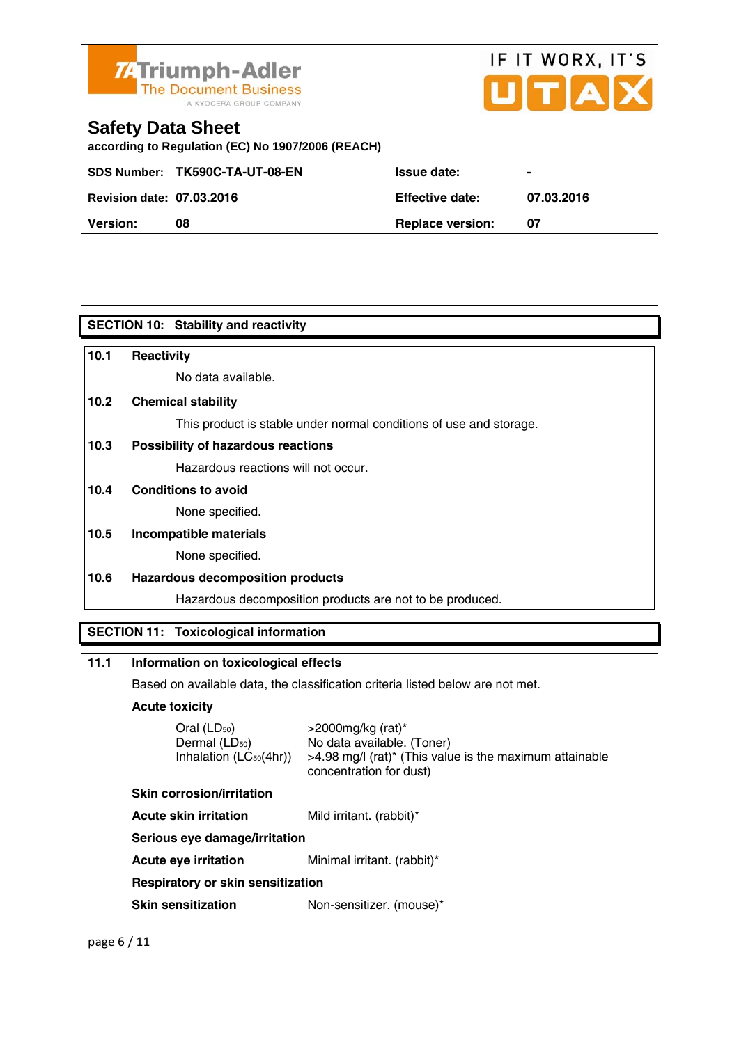Triumph-Adler
The Document Business
A KYOCERA GROUP COMPANY

IF IT WORX, IT'S UTAX

# Safety Data Sheet

**according to Regulation (EC) No 1907/2006 (REACH)**

| | | | |
|---|---|---|---|
| **SDS Number:** | **TK590C-TA-UT-08-EN** | **Issue date:** | **-** |
| **Revision date:** | **07.03.2016** | **Effective date:** | **07.03.2016** |
| **Version:** | **08** | **Replace version:** | **07** |

## SECTION 10: Stability and reactivity

**10.1 Reactivity**

No data available.

**10.2 Chemical stability**

This product is stable under normal conditions of use and storage.

**10.3 Possibility of hazardous reactions**

Hazardous reactions will not occur.

**10.4 Conditions to avoid**

None specified.

**10.5 Incompatible materials**

None specified.

**10.6 Hazardous decomposition products**

Hazardous decomposition products are not to be produced.

## SECTION 11: Toxicological information

**11.1 Information on toxicological effects**

Based on available data, the classification criteria listed below are not met.

**Acute toxicity**

| | |
|---|---|
| Oral ($LD_{50}$) | >2000mg/kg (rat)* |
| Dermal ($LD_{50}$) | No data available. (Toner) |
| Inhalation ($LC_{50}$(4hr)) | >4.98 mg/l (rat)* (This value is the maximum attainable concentration for dust) |

**Skin corrosion/irritation**

| | |
|---|---|
| **Acute skin irritation** | Mild irritant. (rabbit)* |

**Serious eye damage/irritation**

| | |
|---|---|
| **Acute eye irritation** | Minimal irritant. (rabbit)* |

**Respiratory or skin sensitization**

| | |
|---|---|
| **Skin sensitization** | Non-sensitizer. (mouse)* |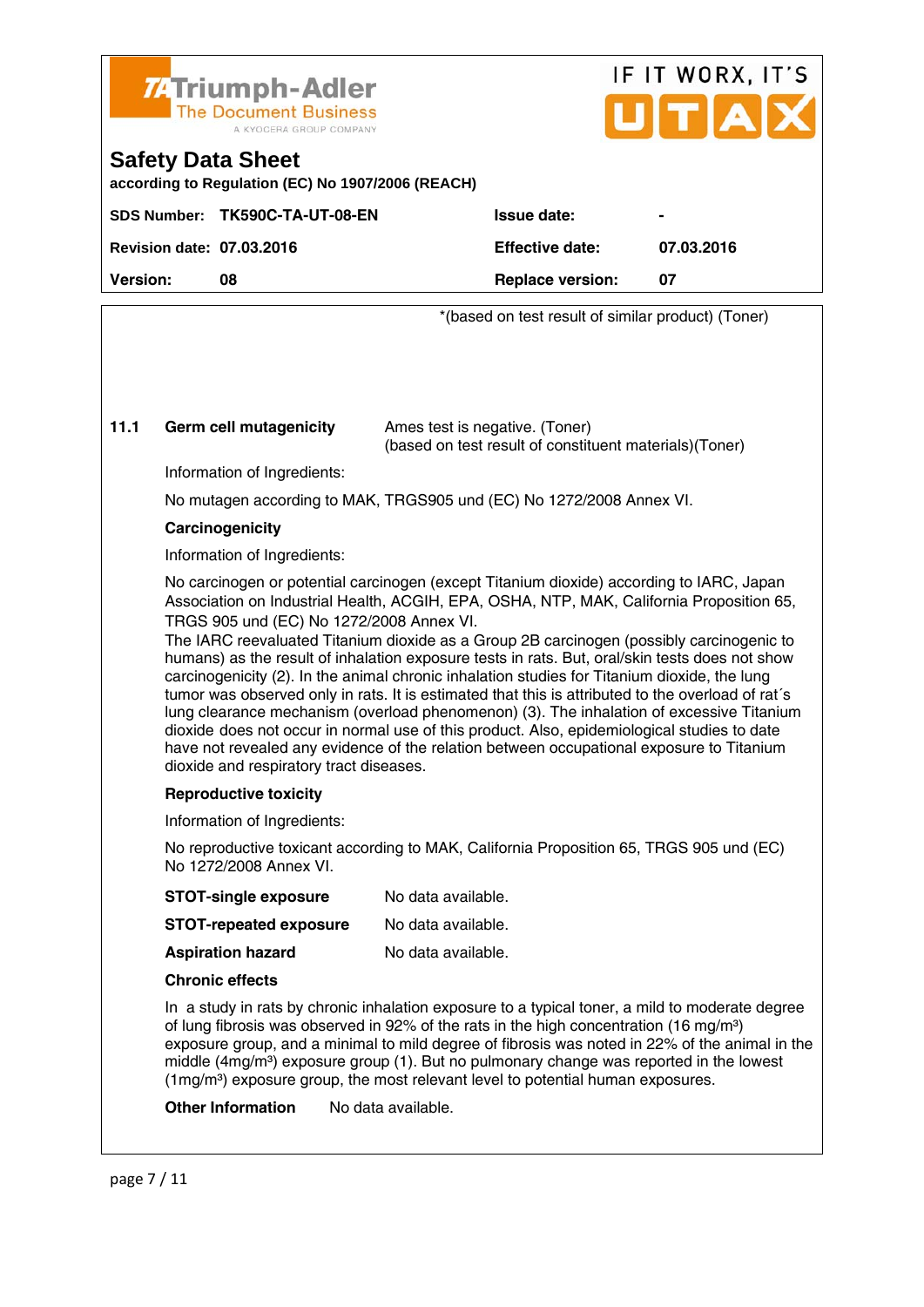*(based on test result of similar product) (Toner)

**11.1** **Germ cell mutagenicity** Ames test is negative. (Toner)
(based on test result of constituent materials)(Toner)

Information of Ingredients:

No mutagen according to MAK, TRGS905 und (EC) No 1272/2008 Annex VI.

**Carcinogenicity**

Information of Ingredients:

No carcinogen or potential carcinogen (except Titanium dioxide) according to IARC, Japan Association on Industrial Health, ACGIH, EPA, OSHA, NTP, MAK, California Proposition 65, TRGS 905 und (EC) No 1272/2008 Annex VI.
The IARC reevaluated Titanium dioxide as a Group 2B carcinogen (possibly carcinogenic to humans) as the result of inhalation exposure tests in rats. But, oral/skin tests does not show carcinogenicity (2). In the animal chronic inhalation studies for Titanium dioxide, the lung tumor was observed only in rats. It is estimated that this is attributed to the overload of rat´s lung clearance mechanism (overload phenomenon) (3). The inhalation of excessive Titanium dioxide does not occur in normal use of this product. Also, epidemiological studies to date have not revealed any evidence of the relation between occupational exposure to Titanium dioxide and respiratory tract diseases.

**Reproductive toxicity**

Information of Ingredients:

No reproductive toxicant according to MAK, California Proposition 65, TRGS 905 und (EC) No 1272/2008 Annex VI.

**STOT-single exposure** No data available.

**STOT-repeated exposure** No data available.

**Aspiration hazard** No data available.

**Chronic effects**

In a study in rats by chronic inhalation exposure to a typical toner, a mild to moderate degree of lung fibrosis was observed in 92% of the rats in the high concentration (16 mg/m³) exposure group, and a minimal to mild degree of fibrosis was noted in 22% of the animal in the middle (4mg/m³) exposure group (1). But no pulmonary change was reported in the lowest (1mg/m³) exposure group, the most relevant level to potential human exposures.

**Other Information** No data available.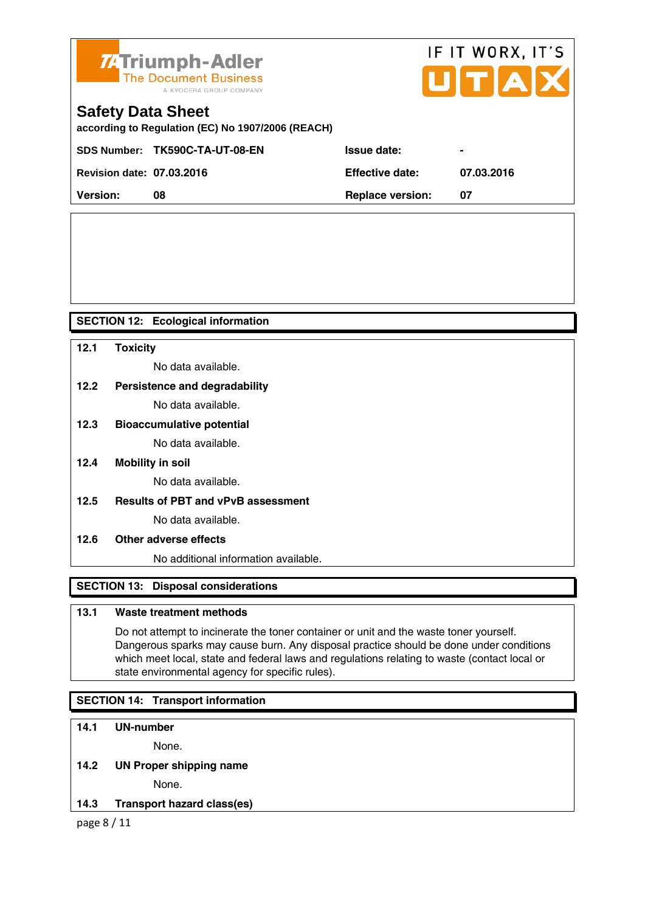## SECTION 12: Ecological information

### 12.1 Toxicity

No data available.

### 12.2 Persistence and degradability

No data available.

### 12.3 Bioaccumulative potential

No data available.

### 12.4 Mobility in soil

No data available.

### 12.5 Results of PBT and vPvB assessment

No data available.

### 12.6 Other adverse effects

No additional information available.

## SECTION 13: Disposal considerations

### 13.1 Waste treatment methods

Do not attempt to incinerate the toner container or unit and the waste toner yourself. Dangerous sparks may cause burn. Any disposal practice should be done under conditions which meet local, state and federal laws and regulations relating to waste (contact local or state environmental agency for specific rules).

## SECTION 14: Transport information

### 14.1 UN-number

None.

### 14.2 UN Proper shipping name

None.

### 14.3 Transport hazard class(es)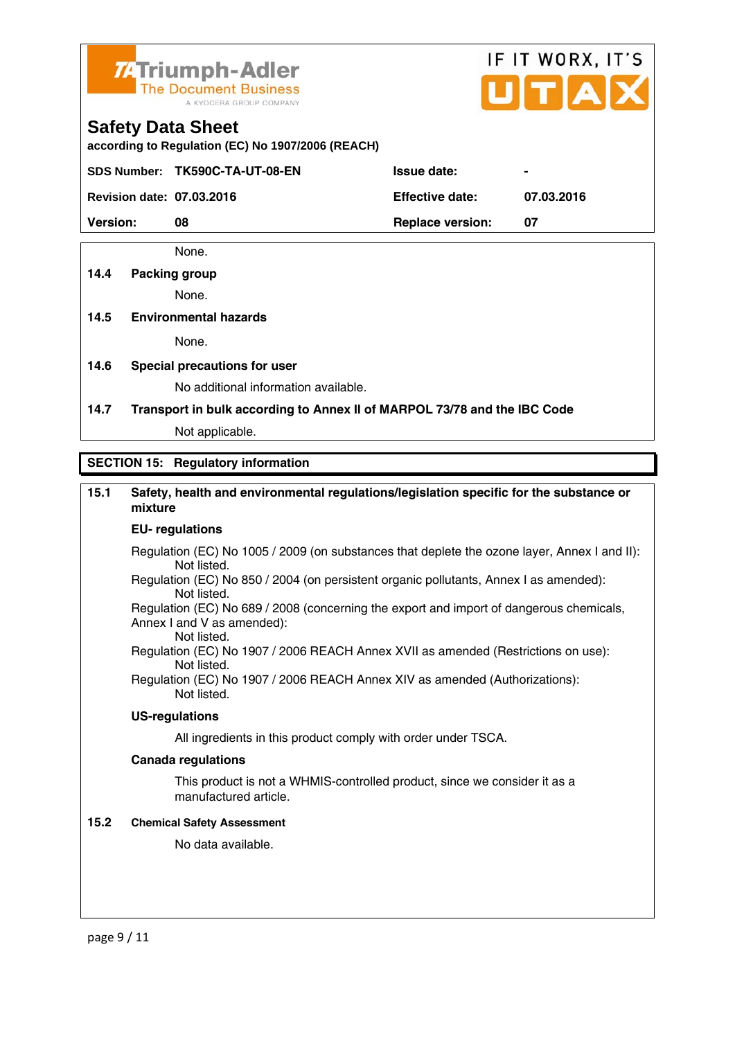None.

**14.4 Packing group**

None.

**14.5 Environmental hazards**

None.

**14.6 Special precautions for user**

No additional information available.

**14.7 Transport in bulk according to Annex II of MARPOL 73/78 and the IBC Code**

Not applicable.

## SECTION 15: Regulatory information

**15.1 Safety, health and environmental regulations/legislation specific for the substance or mixture**

**EU- regulations**

Regulation (EC) No 1005 / 2009 (on substances that deplete the ozone layer, Annex I and II):
Not listed.
Regulation (EC) No 850 / 2004 (on persistent organic pollutants, Annex I as amended):
Not listed.
Regulation (EC) No 689 / 2008 (concerning the export and import of dangerous chemicals, Annex I and V as amended):
Not listed.
Regulation (EC) No 1907 / 2006 REACH Annex XVII as amended (Restrictions on use):
Not listed.
Regulation (EC) No 1907 / 2006 REACH Annex XIV as amended (Authorizations):
Not listed.

**US-regulations**

All ingredients in this product comply with order under TSCA.

**Canada regulations**

This product is not a WHMIS-controlled product, since we consider it as a manufactured article.

**15.2 Chemical Safety Assessment**

No data available.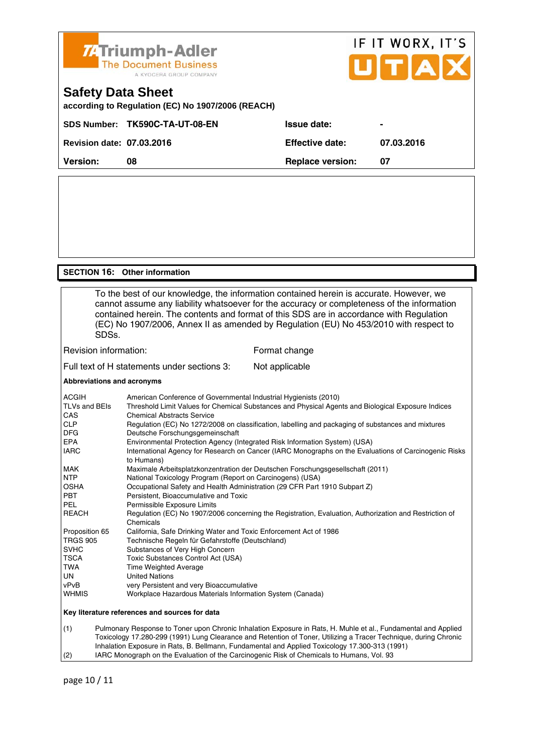**Safety Data Sheet**

**according to Regulation (EC) No 1907/2006 (REACH)**

| | | | |
|---|---|---|---|
| **SDS Number:** | **TK590C-TA-UT-08-EN** | **Issue date:** | **-** |
| **Revision date:** | **07.03.2016** | **Effective date:** | **07.03.2016** |
| **Version:** | **08** | **Replace version:** | **07** |

## SECTION 16: Other information

To the best of our knowledge, the information contained herein is accurate. However, we cannot assume any liability whatsoever for the accuracy or completeness of the information contained herein. The contents and format of this SDS are in accordance with Regulation (EC) No 1907/2006, Annex II as amended by Regulation (EU) No 453/2010 with respect to SDSs.

| | |
|---|---|
| Revision information: | Format change |
| Full text of H statements under sections 3: | Not applicable |

**Abbreviations and acronyms**

| | |
|---|---|
| ACGIH | American Conference of Governmental Industrial Hygienists (2010) |
| TLVs and BEIs | Threshold Limit Values for Chemical Substances and Physical Agents and Biological Exposure Indices |
| CAS | Chemical Abstracts Service |
| CLP | Regulation (EC) No 1272/2008 on classification, labelling and packaging of substances and mixtures |
| DFG | Deutsche Forschungsgemeinschaft |
| EPA | Environmental Protection Agency (Integrated Risk Information System) (USA) |
| IARC | International Agency for Research on Cancer (IARC Monographs on the Evaluations of Carcinogenic Risks to Humans) |
| MAK | Maximale Arbeitsplatzkonzentration der Deutschen Forschungsgesellschaft (2011) |
| NTP | National Toxicology Program (Report on Carcinogens) (USA) |
| OSHA | Occupational Safety and Health Administration (29 CFR Part 1910 Subpart Z) |
| PBT | Persistent, Bioaccumulative and Toxic |
| PEL | Permissible Exposure Limits |
| REACH | Regulation (EC) No 1907/2006 concerning the Registration, Evaluation, Authorization and Restriction of Chemicals |
| Proposition 65 | California, Safe Drinking Water and Toxic Enforcement Act of 1986 |
| TRGS 905 | Technische Regeln für Gefahrstoffe (Deutschland) |
| SVHC | Substances of Very High Concern |
| TSCA | Toxic Substances Control Act (USA) |
| TWA | Time Weighted Average |
| UN | United Nations |
| vPvB | very Persistent and very Bioaccumulative |
| WHMIS | Workplace Hazardous Materials Information System (Canada) |

**Key literature references and sources for data**

(1) Pulmonary Response to Toner upon Chronic Inhalation Exposure in Rats, H. Muhle et al., Fundamental and Applied Toxicology 17.280-299 (1991) Lung Clearance and Retention of Toner, Utilizing a Tracer Technique, during Chronic Inhalation Exposure in Rats, B. Bellmann, Fundamental and Applied Toxicology 17.300-313 (1991)

(2) IARC Monograph on the Evaluation of the Carcinogenic Risk of Chemicals to Humans, Vol. 93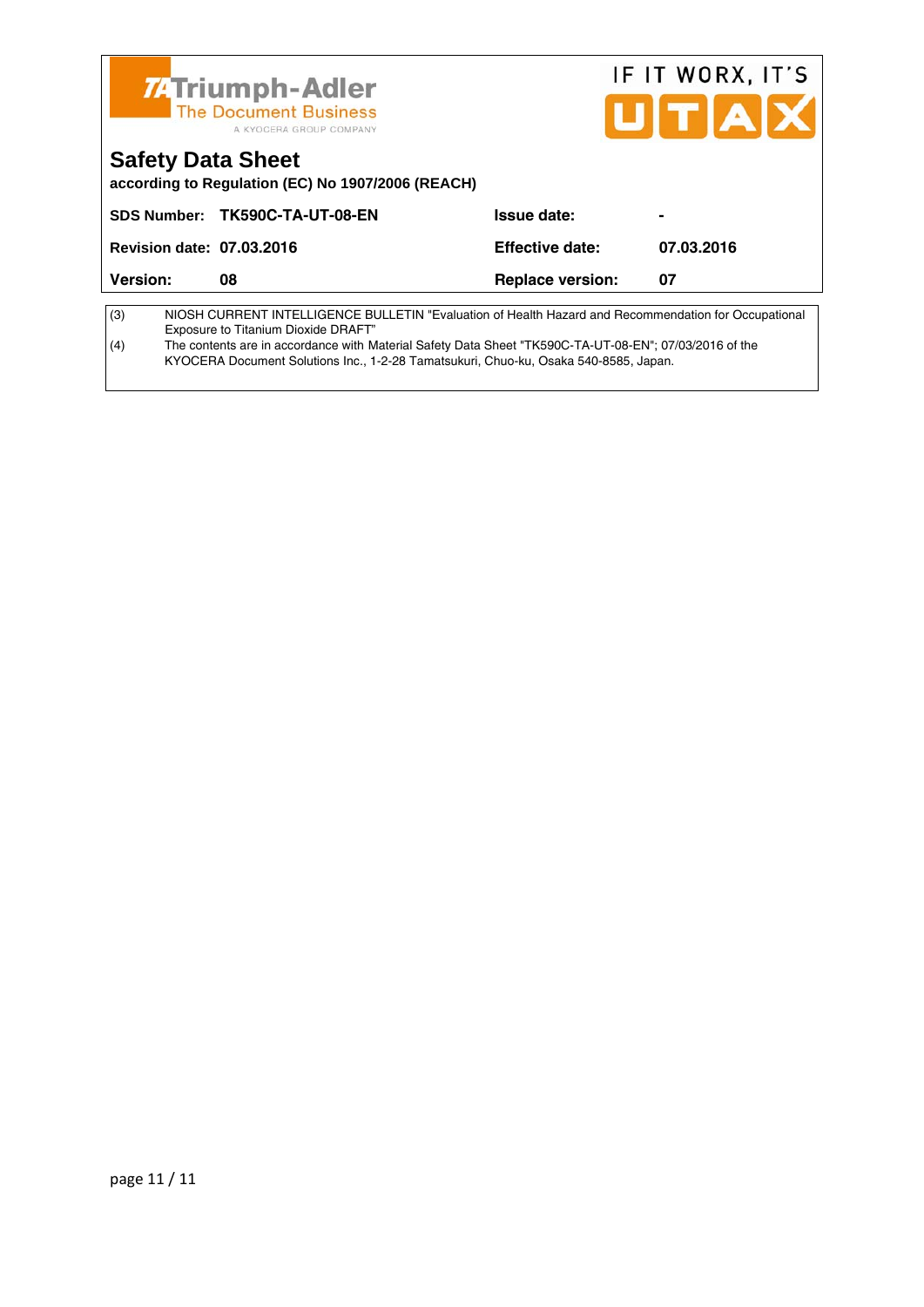| (3) | NIOSH CURRENT INTELLIGENCE BULLETIN "Evaluation of Health Hazard and Recommendation for Occupational Exposure to Titanium Dioxide DRAFT" |
|---|---|
| (4) | The contents are in accordance with Material Safety Data Sheet "TK590C-TA-UT-08-EN"; 07/03/2016 of the KYOCERA Document Solutions Inc., 1-2-28 Tamatsukuri, Chuo-ku, Osaka 540-8585, Japan. |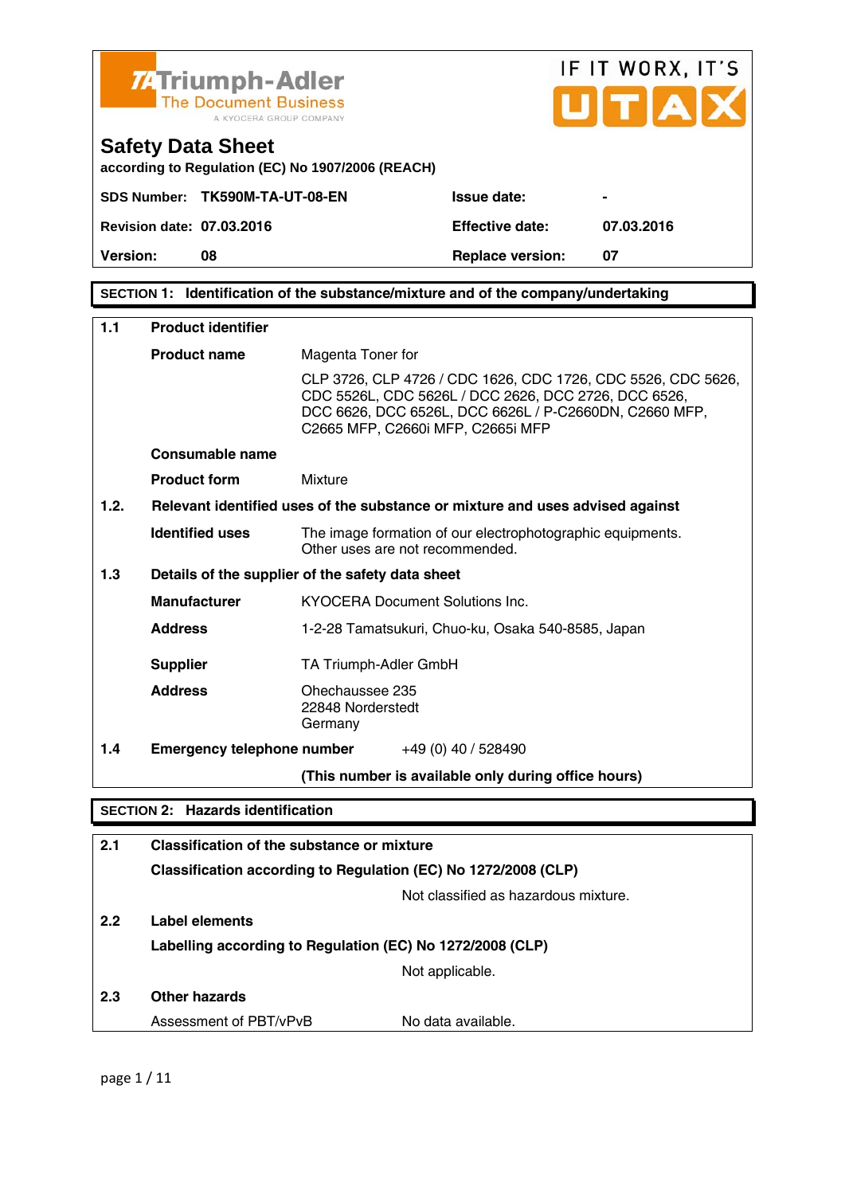Triumph-Adler
The Document Business
A KYOCERA GROUP COMPANY

IF IT WORX, IT'S UTAX

# Safety Data Sheet

according to Regulation (EC) No 1907/2006 (REACH)

| | | | |
|---|---|---|---|
| **SDS Number:** | **TK590M-TA-UT-08-EN** | **Issue date:** | **-** |
| **Revision date:** | **07.03.2016** | **Effective date:** | **07.03.2016** |
| **Version:** | **08** | **Replace version:** | **07** |

## SECTION 1: Identification of the substance/mixture and of the company/undertaking

**1.1 Product identifier**

**Product name**: Magenta Toner for

CLP 3726, CLP 4726 / CDC 1626, CDC 1726, CDC 5526, CDC 5626, CDC 5526L, CDC 5626L / DCC 2626, DCC 2726, DCC 6526, DCC 6626, DCC 6526L, DCC 6626L / P-C2660DN, C2660 MFP, C2665 MFP, C2660i MFP, C2665i MFP

**Consumable name**

**Product form**: Mixture

**1.2. Relevant identified uses of the substance or mixture and uses advised against**

**Identified uses**: The image formation of our electrophotographic equipments. Other uses are not recommended.

**1.3 Details of the supplier of the safety data sheet**

**Manufacturer**: KYOCERA Document Solutions Inc.

**Address**: 1-2-28 Tamatsukuri, Chuo-ku, Osaka 540-8585, Japan

**Supplier**: TA Triumph-Adler GmbH

**Address**: Ohechaussee 235
22848 Norderstedt
Germany

**1.4 Emergency telephone number**: +49 (0) 40 / 528490

**(This number is available only during office hours)**

## SECTION 2: Hazards identification

**2.1 Classification of the substance or mixture**

**Classification according to Regulation (EC) No 1272/2008 (CLP)**

Not classified as hazardous mixture.

**2.2 Label elements**

**Labelling according to Regulation (EC) No 1272/2008 (CLP)**

Not applicable.

**2.3 Other hazards**

Assessment of PBT/vPvB: No data available.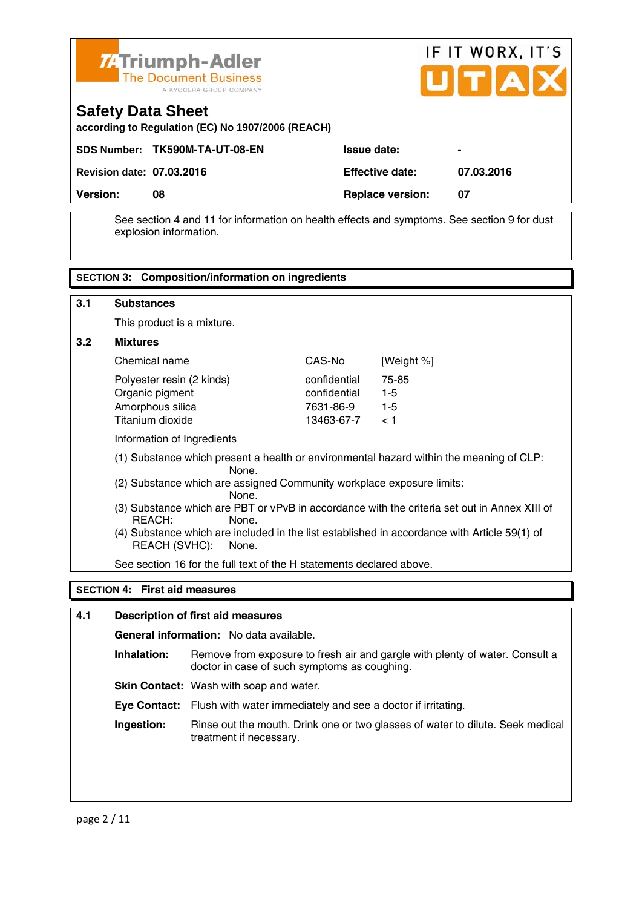# Safety Data Sheet

**according to Regulation (EC) No 1907/2006 (REACH)**

| | | | |
|---|---|---|---|
| **SDS Number:** | **TK590M-TA-UT-08-EN** | **Issue date:** | **-** |
| **Revision date:** | **07.03.2016** | **Effective date:** | **07.03.2016** |
| **Version:** | **08** | **Replace version:** | **07** |

See section 4 and 11 for information on health effects and symptoms. See section 9 for dust explosion information.

## SECTION 3: Composition/information on ingredients

### 3.1 Substances

This product is a mixture.

### 3.2 Mixtures

| Chemical name | CAS-No | [Weight %] |
|---|---|---|
| Polyester resin (2 kinds) | confidential | 75-85 |
| Organic pigment | confidential | 1-5 |
| Amorphous silica | 7631-86-9 | 1-5 |
| Titanium dioxide | 13463-67-7 | < 1 |

Information of Ingredients

(1) Substance which present a health or environmental hazard within the meaning of CLP: None.
(2) Substance which are assigned Community workplace exposure limits: None.
(3) Substance which are PBT or vPvB in accordance with the criteria set out in Annex XIII of REACH: None.
(4) Substance which are included in the list established in accordance with Article 59(1) of REACH (SVHC): None.

See section 16 for the full text of the H statements declared above.

## SECTION 4: First aid measures

### 4.1 Description of first aid measures

**General information:** No data available.

**Inhalation:** Remove from exposure to fresh air and gargle with plenty of water. Consult a doctor in case of such symptoms as coughing.

**Skin Contact:** Wash with soap and water.

**Eye Contact:** Flush with water immediately and see a doctor if irritating.

**Ingestion:** Rinse out the mouth. Drink one or two glasses of water to dilute. Seek medical treatment if necessary.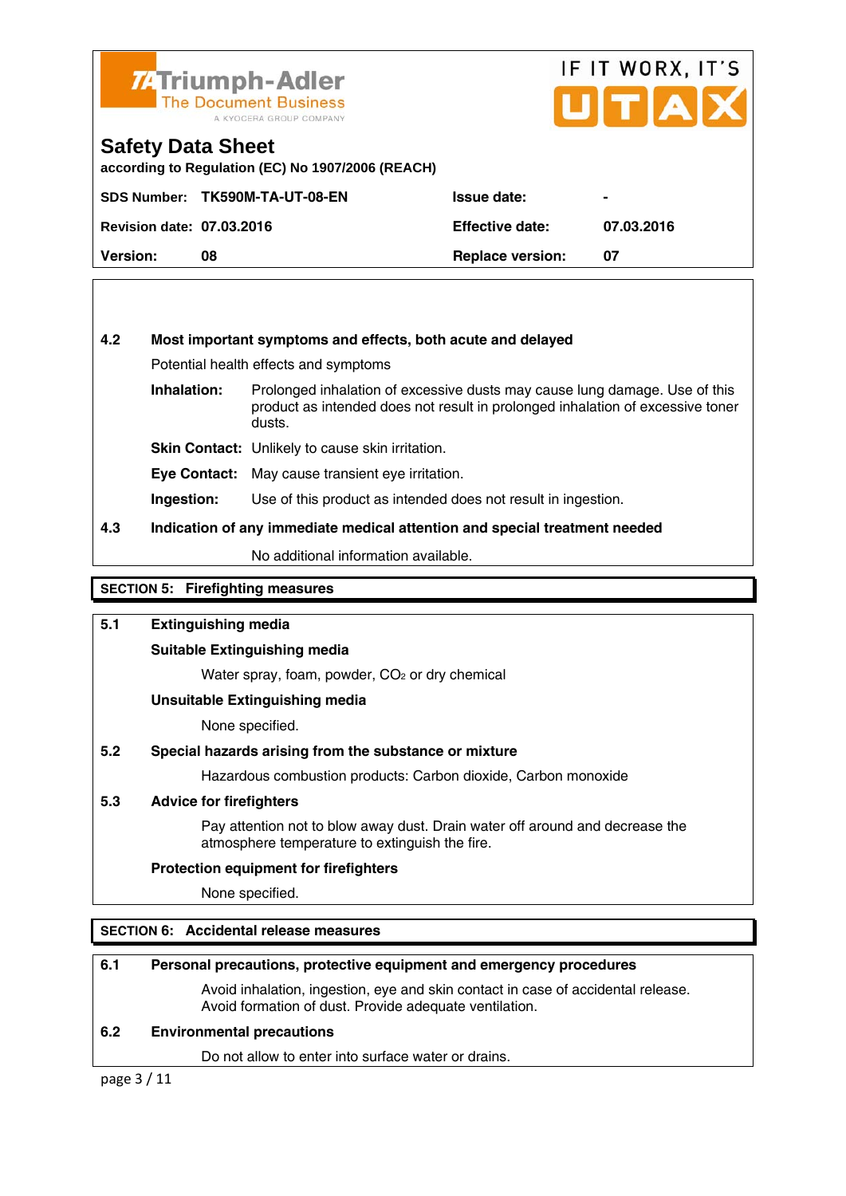**Triumph-Adler** The Document Business — A KYOCERA GROUP COMPANY

IF IT WORX, IT'S UTAX

# Safety Data Sheet

according to Regulation (EC) No 1907/2006 (REACH)

| | | | |
|---|---|---|---|
| **SDS Number:** | **TK590M-TA-UT-08-EN** | **Issue date:** | **-** |
| **Revision date:** | **07.03.2016** | **Effective date:** | **07.03.2016** |
| **Version:** | **08** | **Replace version:** | **07** |

**4.2 Most important symptoms and effects, both acute and delayed**

Potential health effects and symptoms

**Inhalation:** Prolonged inhalation of excessive dusts may cause lung damage. Use of this product as intended does not result in prolonged inhalation of excessive toner dusts.

**Skin Contact:** Unlikely to cause skin irritation.

**Eye Contact:** May cause transient eye irritation.

**Ingestion:** Use of this product as intended does not result in ingestion.

**4.3 Indication of any immediate medical attention and special treatment needed**

No additional information available.

## SECTION 5: Firefighting measures

**5.1 Extinguishing media**

**Suitable Extinguishing media**

Water spray, foam, powder, $CO_2$ or dry chemical

**Unsuitable Extinguishing media**

None specified.

**5.2 Special hazards arising from the substance or mixture**

Hazardous combustion products: Carbon dioxide, Carbon monoxide

**5.3 Advice for firefighters**

Pay attention not to blow away dust. Drain water off around and decrease the atmosphere temperature to extinguish the fire.

**Protection equipment for firefighters**

None specified.

## SECTION 6: Accidental release measures

**6.1 Personal precautions, protective equipment and emergency procedures**

Avoid inhalation, ingestion, eye and skin contact in case of accidental release. Avoid formation of dust. Provide adequate ventilation.

**6.2 Environmental precautions**

Do not allow to enter into surface water or drains.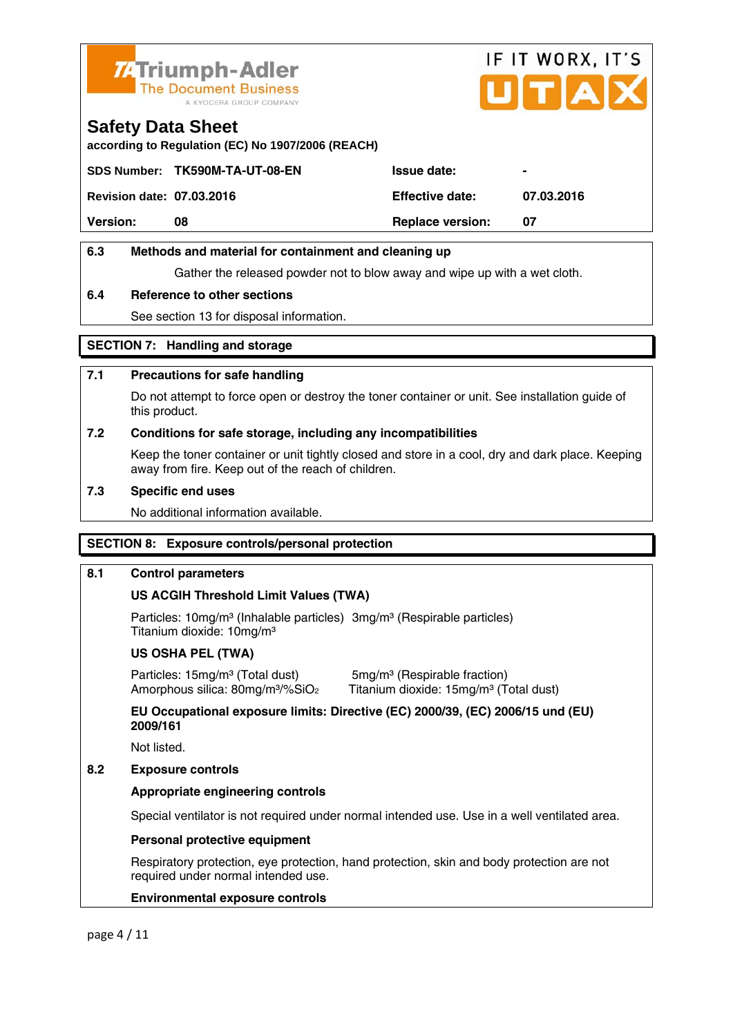**Triumph-Adler** The Document Business — A KYOCERA GROUP COMPANY

IF IT WORX, IT'S UTAX

## Safety Data Sheet

**according to Regulation (EC) No 1907/2006 (REACH)**

| | | | |
|---|---|---|---|
| **SDS Number:** | **TK590M-TA-UT-08-EN** | **Issue date:** | **-** |
| **Revision date:** | **07.03.2016** | **Effective date:** | **07.03.2016** |
| **Version:** | **08** | **Replace version:** | **07** |

### 6.3 Methods and material for containment and cleaning up

Gather the released powder not to blow away and wipe up with a wet cloth.

### 6.4 Reference to other sections

See section 13 for disposal information.

## SECTION 7: Handling and storage

### 7.1 Precautions for safe handling

Do not attempt to force open or destroy the toner container or unit. See installation guide of this product.

### 7.2 Conditions for safe storage, including any incompatibilities

Keep the toner container or unit tightly closed and store in a cool, dry and dark place. Keeping away from fire. Keep out of the reach of children.

### 7.3 Specific end uses

No additional information available.

## SECTION 8: Exposure controls/personal protection

### 8.1 Control parameters

**US ACGIH Threshold Limit Values (TWA)**

Particles: 10mg/m³ (Inhalable particles) 3mg/m³ (Respirable particles)
Titanium dioxide: 10mg/m³

**US OSHA PEL (TWA)**

Particles: 15mg/m³ (Total dust) 5mg/m³ (Respirable fraction)
Amorphous silica: 80mg/m³/%$SiO_2$ Titanium dioxide: 15mg/m³ (Total dust)

**EU Occupational exposure limits: Directive (EC) 2000/39, (EC) 2006/15 und (EU) 2009/161**

Not listed.

### 8.2 Exposure controls

**Appropriate engineering controls**

Special ventilator is not required under normal intended use. Use in a well ventilated area.

**Personal protective equipment**

Respiratory protection, eye protection, hand protection, skin and body protection are not required under normal intended use.

**Environmental exposure controls**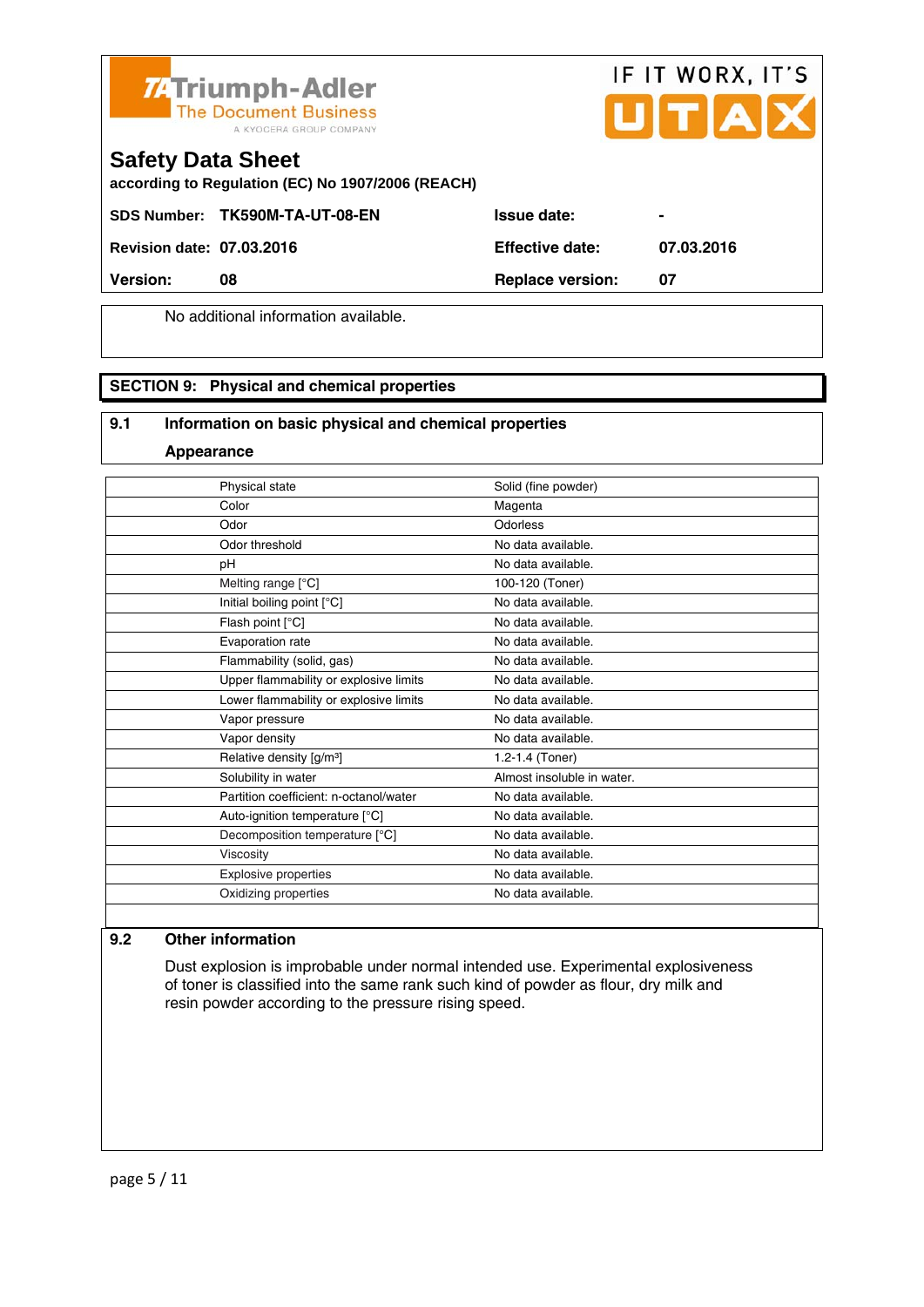No additional information available.

## SECTION 9: Physical and chemical properties

### 9.1 Information on basic physical and chemical properties

**Appearance**

| Property | Value |
|---|---|
| Physical state | Solid (fine powder) |
| Color | Magenta |
| Odor | Odorless |
| Odor threshold | No data available. |
| pH | No data available. |
| Melting range [°C] | 100-120 (Toner) |
| Initial boiling point [°C] | No data available. |
| Flash point [°C] | No data available. |
| Evaporation rate | No data available. |
| Flammability (solid, gas) | No data available. |
| Upper flammability or explosive limits | No data available. |
| Lower flammability or explosive limits | No data available. |
| Vapor pressure | No data available. |
| Vapor density | No data available. |
| Relative density [g/m³] | 1.2-1.4 (Toner) |
| Solubility in water | Almost insoluble in water. |
| Partition coefficient: n-octanol/water | No data available. |
| Auto-ignition temperature [°C] | No data available. |
| Decomposition temperature [°C] | No data available. |
| Viscosity | No data available. |
| Explosive properties | No data available. |
| Oxidizing properties | No data available. |

### 9.2 Other information

Dust explosion is improbable under normal intended use. Experimental explosiveness of toner is classified into the same rank such kind of powder as flour, dry milk and resin powder according to the pressure rising speed.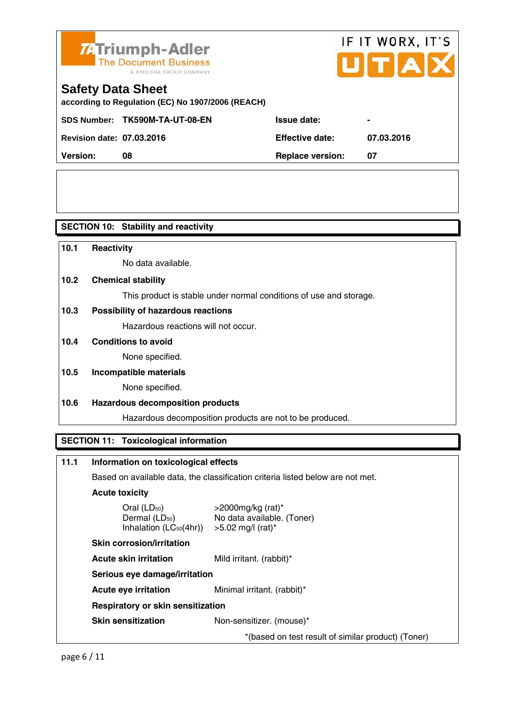**Triumph-Adler** The Document Business — A KYOCERA GROUP COMPANY | IF IT WORX, IT'S UTAX

# Safety Data Sheet

according to Regulation (EC) No 1907/2006 (REACH)

| | | | |
|---|---|---|---|
| **SDS Number:** | **TK590M-TA-UT-08-EN** | **Issue date:** | **-** |
| **Revision date:** | **07.03.2016** | **Effective date:** | **07.03.2016** |
| **Version:** | **08** | **Replace version:** | **07** |

## SECTION 10: Stability and reactivity

**10.1 Reactivity**

No data available.

**10.2 Chemical stability**

This product is stable under normal conditions of use and storage.

**10.3 Possibility of hazardous reactions**

Hazardous reactions will not occur.

**10.4 Conditions to avoid**

None specified.

**10.5 Incompatible materials**

None specified.

**10.6 Hazardous decomposition products**

Hazardous decomposition products are not to be produced.

## SECTION 11: Toxicological information

**11.1 Information on toxicological effects**

Based on available data, the classification criteria listed below are not met.

**Acute toxicity**

| | |
|---|---|
| Oral ($LD_{50}$) | >2000mg/kg (rat)* |
| Dermal ($LD_{50}$) | No data available. (Toner) |
| Inhalation ($LC_{50}$(4hr)) | >5.02 mg/l (rat)* |

**Skin corrosion/irritation**

| | |
|---|---|
| **Acute skin irritation** | Mild irritant. (rabbit)* |

**Serious eye damage/irritation**

| | |
|---|---|
| **Acute eye irritation** | Minimal irritant. (rabbit)* |

**Respiratory or skin sensitization**

| | |
|---|---|
| **Skin sensitization** | Non-sensitizer. (mouse)* |

*(based on test result of similar product) (Toner)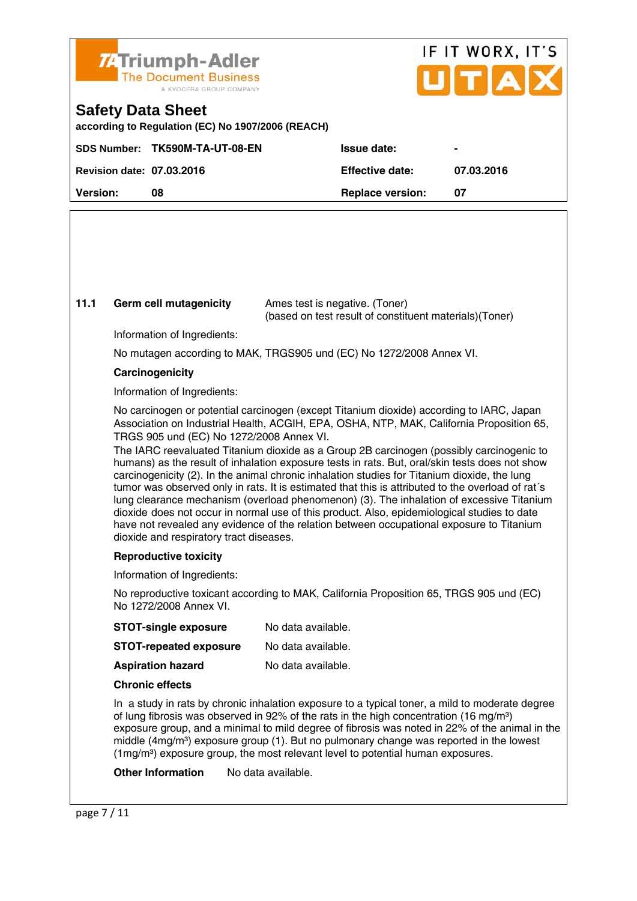**11.1** **Germ cell mutagenicity** Ames test is negative. (Toner)
(based on test result of constituent materials)(Toner)

Information of Ingredients:

No mutagen according to MAK, TRGS905 und (EC) No 1272/2008 Annex VI.

**Carcinogenicity**

Information of Ingredients:

No carcinogen or potential carcinogen (except Titanium dioxide) according to IARC, Japan Association on Industrial Health, ACGIH, EPA, OSHA, NTP, MAK, California Proposition 65, TRGS 905 und (EC) No 1272/2008 Annex VI.
The IARC reevaluated Titanium dioxide as a Group 2B carcinogen (possibly carcinogenic to humans) as the result of inhalation exposure tests in rats. But, oral/skin tests does not show carcinogenicity (2). In the animal chronic inhalation studies for Titanium dioxide, the lung tumor was observed only in rats. It is estimated that this is attributed to the overload of rat´s lung clearance mechanism (overload phenomenon) (3). The inhalation of excessive Titanium dioxide does not occur in normal use of this product. Also, epidemiological studies to date have not revealed any evidence of the relation between occupational exposure to Titanium dioxide and respiratory tract diseases.

**Reproductive toxicity**

Information of Ingredients:

No reproductive toxicant according to MAK, California Proposition 65, TRGS 905 und (EC) No 1272/2008 Annex VI.

**STOT-single exposure** No data available.

**STOT-repeated exposure** No data available.

**Aspiration hazard** No data available.

**Chronic effects**

In a study in rats by chronic inhalation exposure to a typical toner, a mild to moderate degree of lung fibrosis was observed in 92% of the rats in the high concentration (16 mg/m³) exposure group, and a minimal to mild degree of fibrosis was noted in 22% of the animal in the middle (4mg/m³) exposure group (1). But no pulmonary change was reported in the lowest (1mg/m³) exposure group, the most relevant level to potential human exposures.

**Other Information** No data available.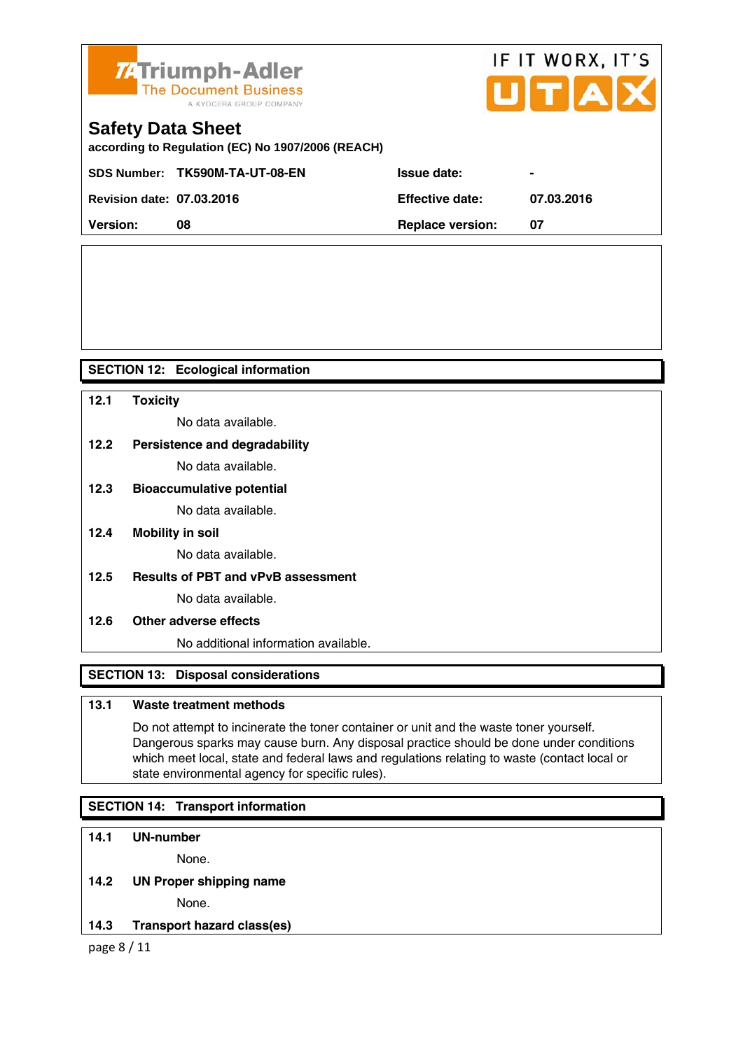## SECTION 12: Ecological information

**12.1 Toxicity**

No data available.

**12.2 Persistence and degradability**

No data available.

**12.3 Bioaccumulative potential**

No data available.

**12.4 Mobility in soil**

No data available.

**12.5 Results of PBT and vPvB assessment**

No data available.

**12.6 Other adverse effects**

No additional information available.

## SECTION 13: Disposal considerations

**13.1 Waste treatment methods**

Do not attempt to incinerate the toner container or unit and the waste toner yourself. Dangerous sparks may cause burn. Any disposal practice should be done under conditions which meet local, state and federal laws and regulations relating to waste (contact local or state environmental agency for specific rules).

## SECTION 14: Transport information

**14.1 UN-number**

None.

**14.2 UN Proper shipping name**

None.

**14.3 Transport hazard class(es)**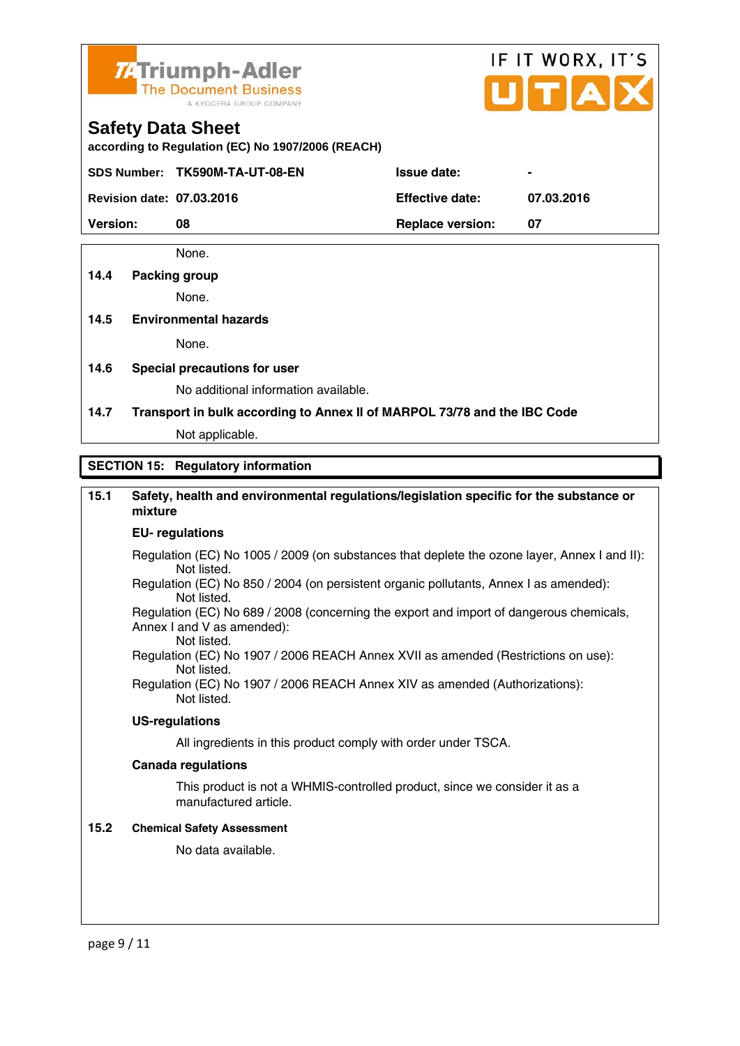None.

**14.4 Packing group**

None.

**14.5 Environmental hazards**

None.

**14.6 Special precautions for user**

No additional information available.

**14.7 Transport in bulk according to Annex II of MARPOL 73/78 and the IBC Code**

Not applicable.

## SECTION 15: Regulatory information

**15.1 Safety, health and environmental regulations/legislation specific for the substance or mixture**

**EU- regulations**

Regulation (EC) No 1005 / 2009 (on substances that deplete the ozone layer, Annex I and II):
Not listed.
Regulation (EC) No 850 / 2004 (on persistent organic pollutants, Annex I as amended):
Not listed.
Regulation (EC) No 689 / 2008 (concerning the export and import of dangerous chemicals, Annex I and V as amended):
Not listed.
Regulation (EC) No 1907 / 2006 REACH Annex XVII as amended (Restrictions on use):
Not listed.
Regulation (EC) No 1907 / 2006 REACH Annex XIV as amended (Authorizations):
Not listed.

**US-regulations**

All ingredients in this product comply with order under TSCA.

**Canada regulations**

This product is not a WHMIS-controlled product, since we consider it as a manufactured article.

**15.2 Chemical Safety Assessment**

No data available.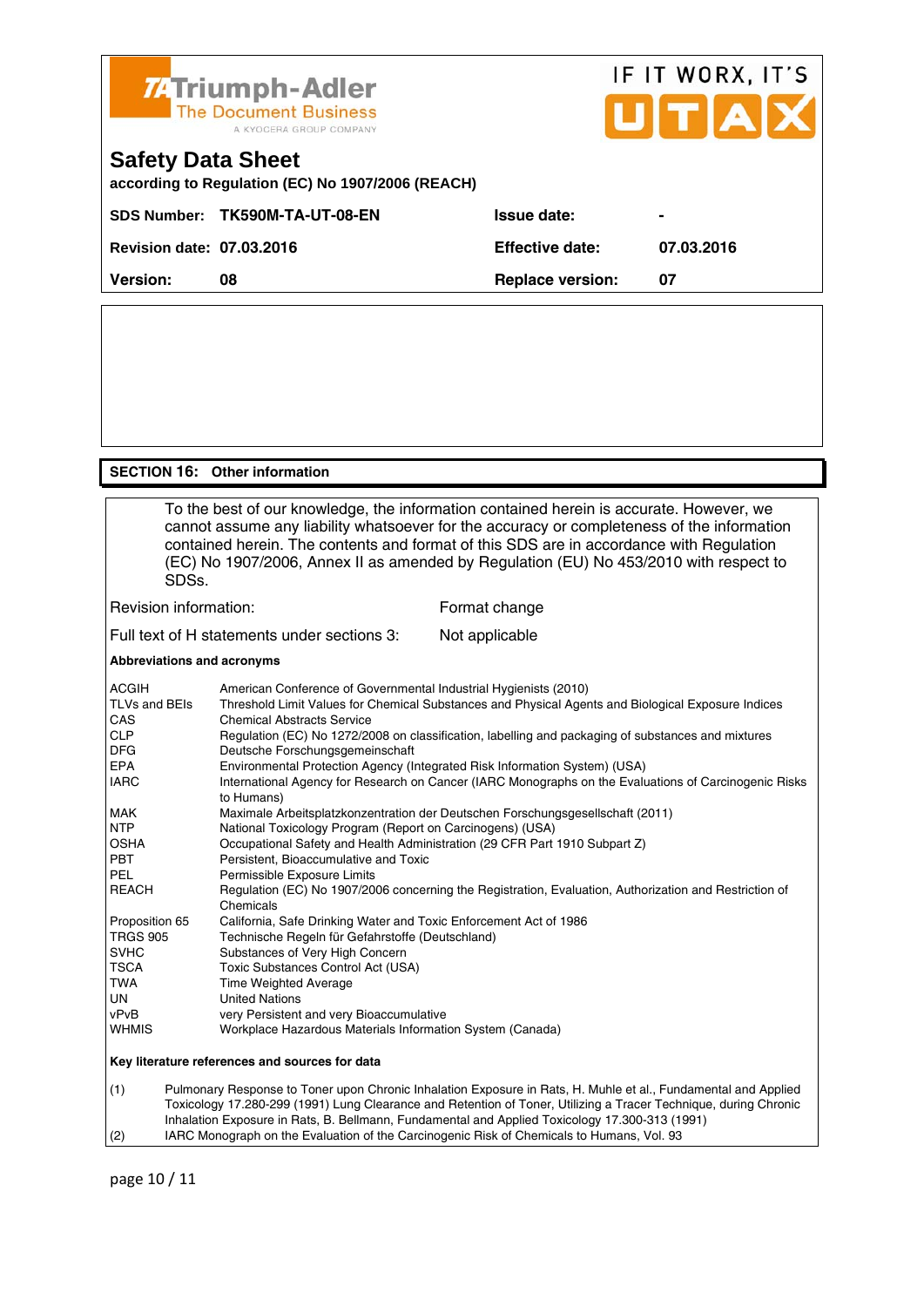**Triumph-Adler** The Document Business — A KYOCERA GROUP COMPANY

IF IT WORX, IT'S UTAX

# Safety Data Sheet

**according to Regulation (EC) No 1907/2006 (REACH)**

| | | | |
|---|---|---|---|
| **SDS Number:** | **TK590M-TA-UT-08-EN** | **Issue date:** | **-** |
| **Revision date:** | **07.03.2016** | **Effective date:** | **07.03.2016** |
| **Version:** | **08** | **Replace version:** | **07** |

## SECTION 16: Other information

To the best of our knowledge, the information contained herein is accurate. However, we cannot assume any liability whatsoever for the accuracy or completeness of the information contained herein. The contents and format of this SDS are in accordance with Regulation (EC) No 1907/2006, Annex II as amended by Regulation (EU) No 453/2010 with respect to SDSs.

| | |
|---|---|
| Revision information: | Format change |
| Full text of H statements under sections 3: | Not applicable |

**Abbreviations and acronyms**

| | |
|---|---|
| ACGIH | American Conference of Governmental Industrial Hygienists (2010) |
| TLVs and BEIs | Threshold Limit Values for Chemical Substances and Physical Agents and Biological Exposure Indices |
| CAS | Chemical Abstracts Service |
| CLP | Regulation (EC) No 1272/2008 on classification, labelling and packaging of substances and mixtures |
| DFG | Deutsche Forschungsgemeinschaft |
| EPA | Environmental Protection Agency (Integrated Risk Information System) (USA) |
| IARC | International Agency for Research on Cancer (IARC Monographs on the Evaluations of Carcinogenic Risks to Humans) |
| MAK | Maximale Arbeitsplatzkonzentration der Deutschen Forschungsgesellschaft (2011) |
| NTP | National Toxicology Program (Report on Carcinogens) (USA) |
| OSHA | Occupational Safety and Health Administration (29 CFR Part 1910 Subpart Z) |
| PBT | Persistent, Bioaccumulative and Toxic |
| PEL | Permissible Exposure Limits |
| REACH | Regulation (EC) No 1907/2006 concerning the Registration, Evaluation, Authorization and Restriction of Chemicals |
| Proposition 65 | California, Safe Drinking Water and Toxic Enforcement Act of 1986 |
| TRGS 905 | Technische Regeln für Gefahrstoffe (Deutschland) |
| SVHC | Substances of Very High Concern |
| TSCA | Toxic Substances Control Act (USA) |
| TWA | Time Weighted Average |
| UN | United Nations |
| vPvB | very Persistent and very Bioaccumulative |
| WHMIS | Workplace Hazardous Materials Information System (Canada) |

**Key literature references and sources for data**

(1) Pulmonary Response to Toner upon Chronic Inhalation Exposure in Rats, H. Muhle et al., Fundamental and Applied Toxicology 17.280-299 (1991) Lung Clearance and Retention of Toner, Utilizing a Tracer Technique, during Chronic Inhalation Exposure in Rats, B. Bellmann, Fundamental and Applied Toxicology 17.300-313 (1991)

(2) IARC Monograph on the Evaluation of the Carcinogenic Risk of Chemicals to Humans, Vol. 93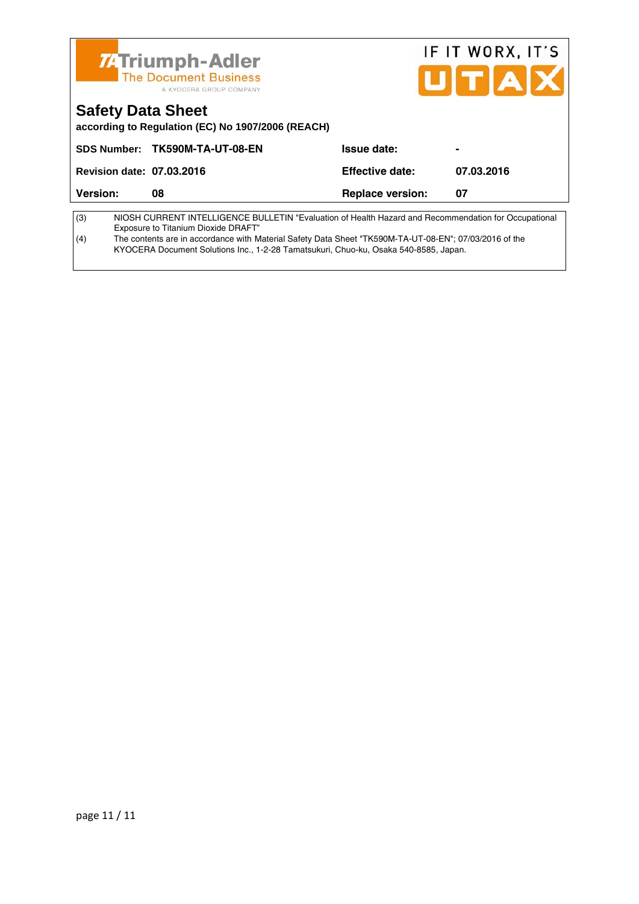| | |
|---|---|
| (3) | NIOSH CURRENT INTELLIGENCE BULLETIN "Evaluation of Health Hazard and Recommendation for Occupational Exposure to Titanium Dioxide DRAFT" |
| (4) | The contents are in accordance with Material Safety Data Sheet "TK590M-TA-UT-08-EN"; 07/03/2016 of the KYOCERA Document Solutions Inc., 1-2-28 Tamatsukuri, Chuo-ku, Osaka 540-8585, Japan. |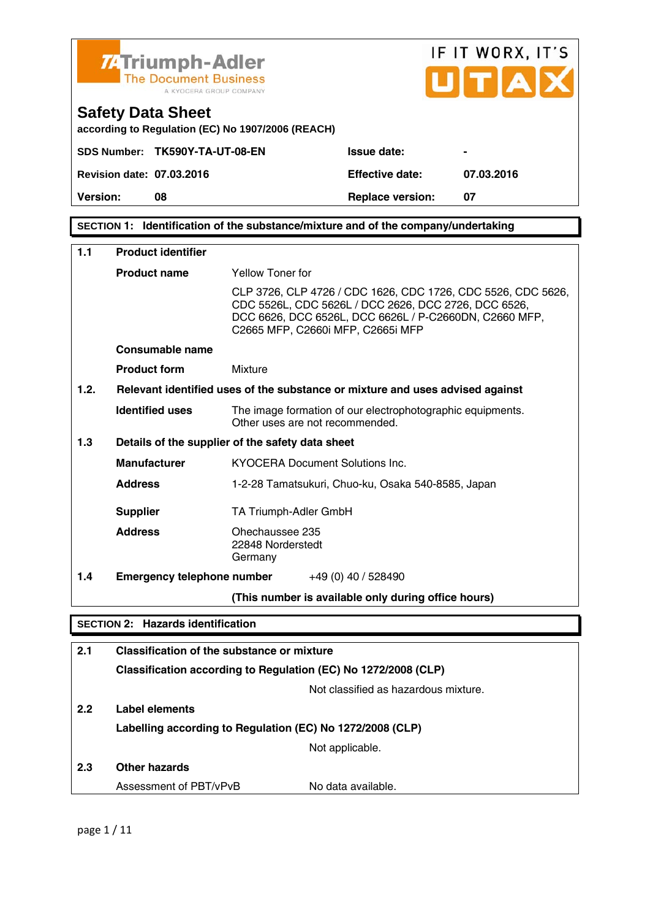Triumph-Adler
The Document Business
A KYOCERA GROUP COMPANY

IF IT WORX, IT'S UTAX

# Safety Data Sheet

according to Regulation (EC) No 1907/2006 (REACH)

| | | | |
|---|---|---|---|
| **SDS Number:** | **TK590Y-TA-UT-08-EN** | **Issue date:** | **-** |
| **Revision date:** | **07.03.2016** | **Effective date:** | **07.03.2016** |
| **Version:** | **08** | **Replace version:** | **07** |

## SECTION 1: Identification of the substance/mixture and of the company/undertaking

| | | |
|---|---|---|
| **1.1** | **Product identifier** | |
| | **Product name** | Yellow Toner for<br>CLP 3726, CLP 4726 / CDC 1626, CDC 1726, CDC 5526, CDC 5626, CDC 5526L, CDC 5626L / DCC 2626, DCC 2726, DCC 6526, DCC 6626, DCC 6526L, DCC 6626L / P-C2660DN, C2660 MFP, C2665 MFP, C2660i MFP, C2665i MFP |
| | **Consumable name** | |
| | **Product form** | Mixture |
| **1.2.** | **Relevant identified uses of the substance or mixture and uses advised against** | |
| | **Identified uses** | The image formation of our electrophotographic equipments.<br>Other uses are not recommended. |
| **1.3** | **Details of the supplier of the safety data sheet** | |
| | **Manufacturer** | KYOCERA Document Solutions Inc. |
| | **Address** | 1-2-28 Tamatsukuri, Chuo-ku, Osaka 540-8585, Japan |
| | **Supplier** | TA Triumph-Adler GmbH |
| | **Address** | Ohechaussee 235<br>22848 Norderstedt<br>Germany |
| **1.4** | **Emergency telephone number** | +49 (0) 40 / 528490<br>**(This number is available only during office hours)** |

## SECTION 2: Hazards identification

| | | |
|---|---|---|
| **2.1** | **Classification of the substance or mixture** | |
| | **Classification according to Regulation (EC) No 1272/2008 (CLP)** | |
| | | Not classified as hazardous mixture. |
| **2.2** | **Label elements** | |
| | **Labelling according to Regulation (EC) No 1272/2008 (CLP)** | |
| | | Not applicable. |
| **2.3** | **Other hazards** | |
| | Assessment of PBT/vPvB | No data available. |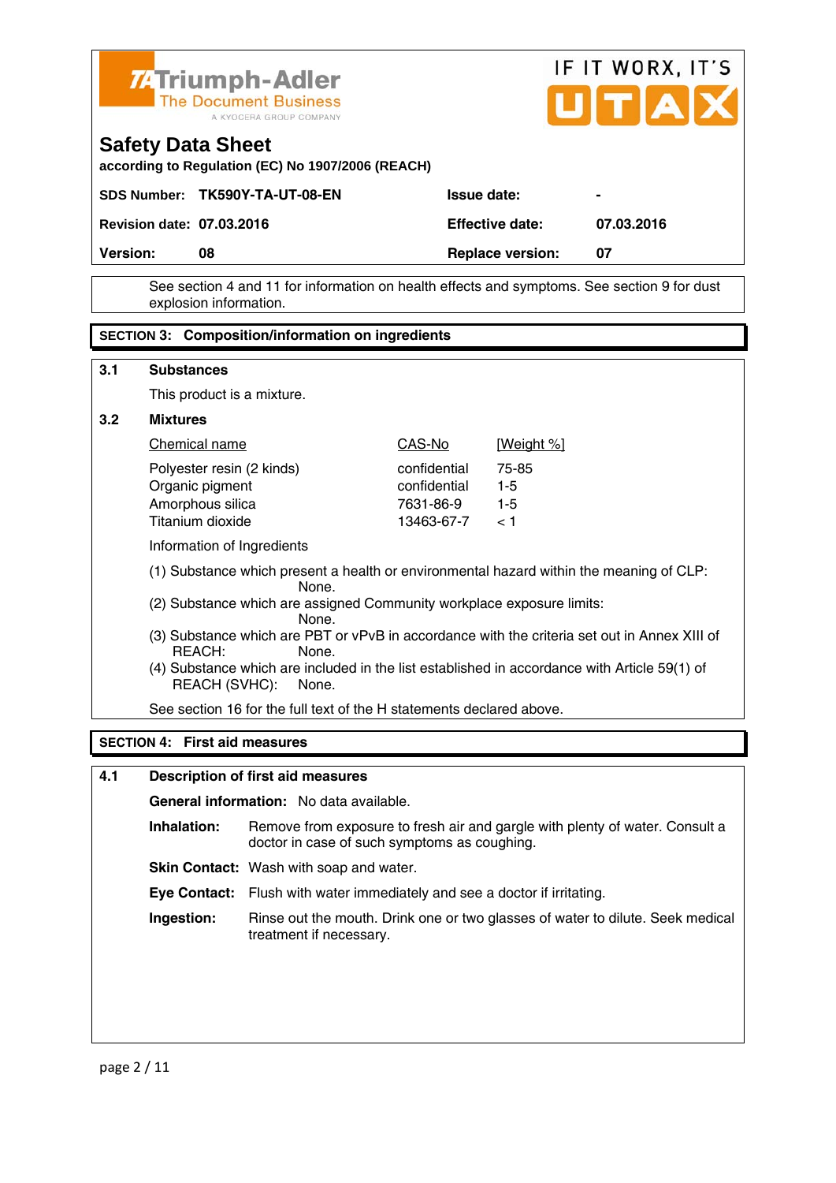Triumph-Adler
The Document Business
A KYOCERA GROUP COMPANY

IF IT WORX, IT'S UTAX

# Safety Data Sheet

**according to Regulation (EC) No 1907/2006 (REACH)**

| | | | |
|---|---|---|---|
| **SDS Number:** | **TK590Y-TA-UT-08-EN** | **Issue date:** | **-** |
| **Revision date:** | **07.03.2016** | **Effective date:** | **07.03.2016** |
| **Version:** | **08** | **Replace version:** | **07** |

See section 4 and 11 for information on health effects and symptoms. See section 9 for dust explosion information.

## SECTION 3: Composition/information on ingredients

### 3.1 Substances

This product is a mixture.

### 3.2 Mixtures

| Chemical name | CAS-No | [Weight %] |
|---|---|---|
| Polyester resin (2 kinds) | confidential | 75-85 |
| Organic pigment | confidential | 1-5 |
| Amorphous silica | 7631-86-9 | 1-5 |
| Titanium dioxide | 13463-67-7 | < 1 |

Information of Ingredients

(1) Substance which present a health or environmental hazard within the meaning of CLP: None.
(2) Substance which are assigned Community workplace exposure limits: None.
(3) Substance which are PBT or vPvB in accordance with the criteria set out in Annex XIII of REACH: None.
(4) Substance which are included in the list established in accordance with Article 59(1) of REACH (SVHC): None.

See section 16 for the full text of the H statements declared above.

## SECTION 4: First aid measures

### 4.1 Description of first aid measures

**General information:** No data available.

**Inhalation:** Remove from exposure to fresh air and gargle with plenty of water. Consult a doctor in case of such symptoms as coughing.

**Skin Contact:** Wash with soap and water.

**Eye Contact:** Flush with water immediately and see a doctor if irritating.

**Ingestion:** Rinse out the mouth. Drink one or two glasses of water to dilute. Seek medical treatment if necessary.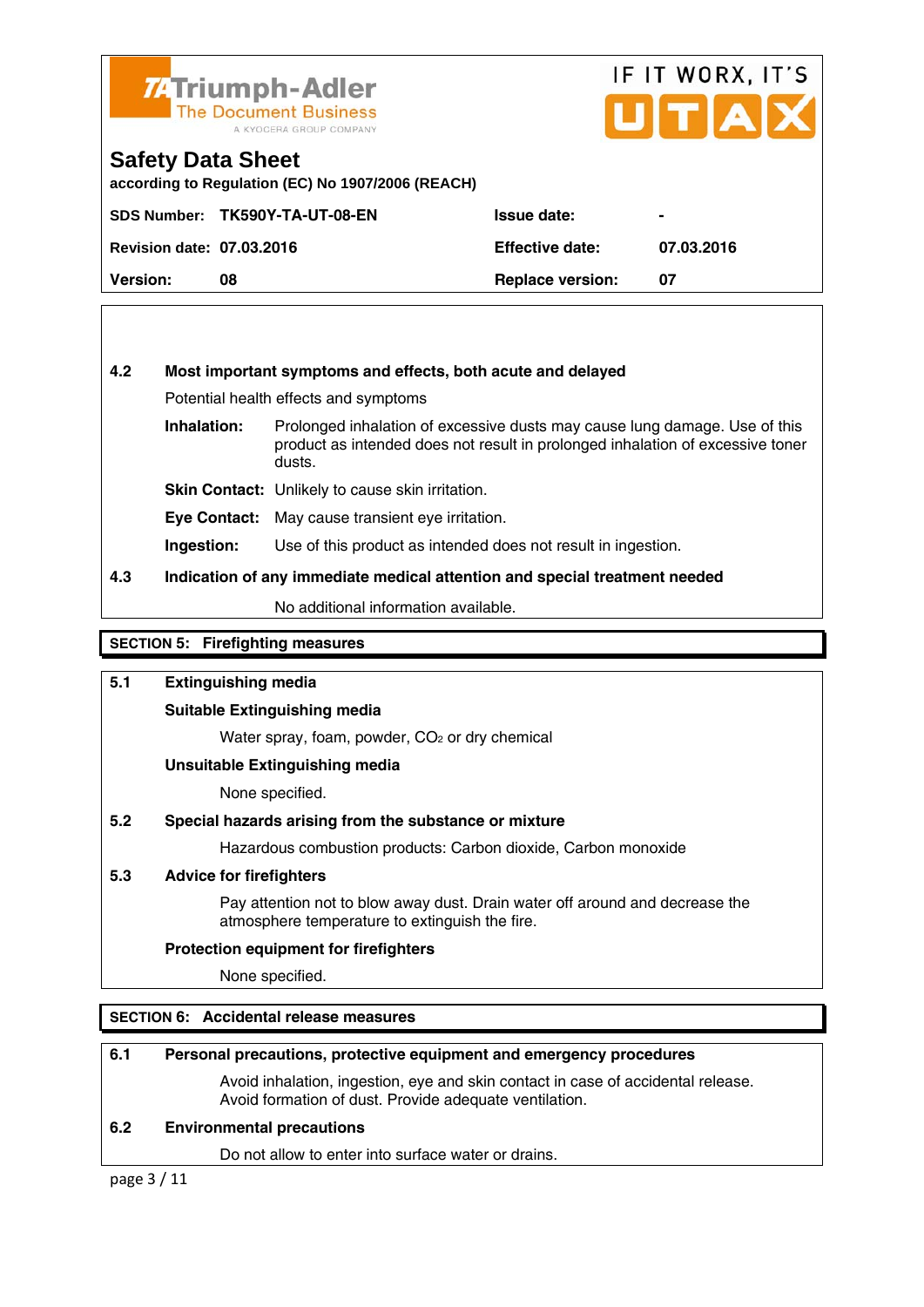### 4.2 Most important symptoms and effects, both acute and delayed

Potential health effects and symptoms

**Inhalation:** Prolonged inhalation of excessive dusts may cause lung damage. Use of this product as intended does not result in prolonged inhalation of excessive toner dusts.

**Skin Contact:** Unlikely to cause skin irritation.

**Eye Contact:** May cause transient eye irritation.

**Ingestion:** Use of this product as intended does not result in ingestion.

### 4.3 Indication of any immediate medical attention and special treatment needed

No additional information available.

## SECTION 5: Firefighting measures

### 5.1 Extinguishing media

**Suitable Extinguishing media**

Water spray, foam, powder, $CO_2$ or dry chemical

**Unsuitable Extinguishing media**

None specified.

### 5.2 Special hazards arising from the substance or mixture

Hazardous combustion products: Carbon dioxide, Carbon monoxide

### 5.3 Advice for firefighters

Pay attention not to blow away dust. Drain water off around and decrease the atmosphere temperature to extinguish the fire.

**Protection equipment for firefighters**

None specified.

## SECTION 6: Accidental release measures

### 6.1 Personal precautions, protective equipment and emergency procedures

Avoid inhalation, ingestion, eye and skin contact in case of accidental release. Avoid formation of dust. Provide adequate ventilation.

### 6.2 Environmental precautions

Do not allow to enter into surface water or drains.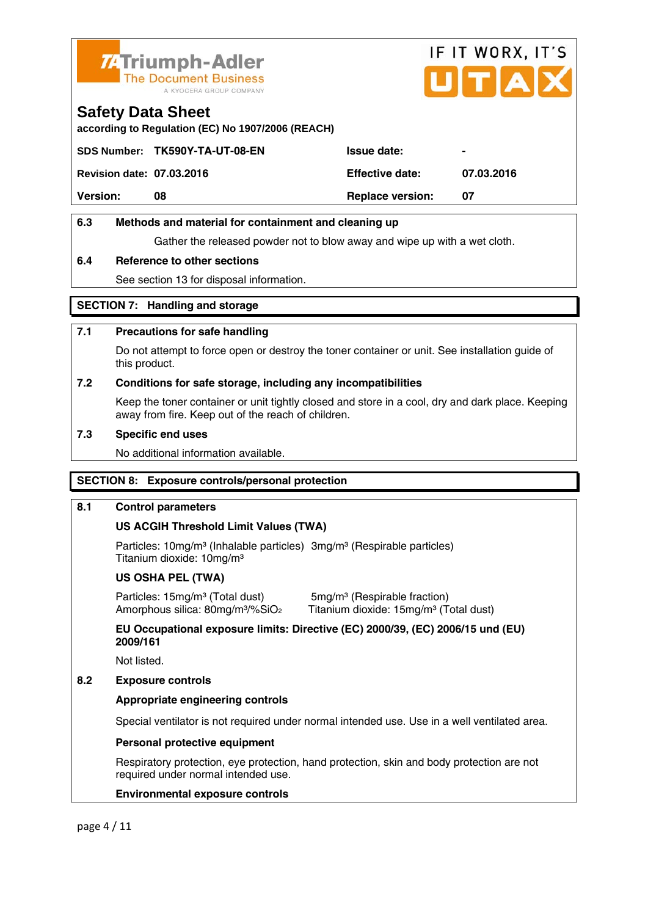Triumph-Adler
The Document Business
A KYOCERA GROUP COMPANY

IF IT WORX, IT'S UTAX

# Safety Data Sheet

**according to Regulation (EC) No 1907/2006 (REACH)**

| | | | |
|---|---|---|---|
| **SDS Number:** | **TK590Y-TA-UT-08-EN** | **Issue date:** | **-** |
| **Revision date:** | **07.03.2016** | **Effective date:** | **07.03.2016** |
| **Version:** | **08** | **Replace version:** | **07** |

### 6.3 Methods and material for containment and cleaning up

Gather the released powder not to blow away and wipe up with a wet cloth.

### 6.4 Reference to other sections

See section 13 for disposal information.

## SECTION 7: Handling and storage

### 7.1 Precautions for safe handling

Do not attempt to force open or destroy the toner container or unit. See installation guide of this product.

### 7.2 Conditions for safe storage, including any incompatibilities

Keep the toner container or unit tightly closed and store in a cool, dry and dark place. Keeping away from fire. Keep out of the reach of children.

### 7.3 Specific end uses

No additional information available.

## SECTION 8: Exposure controls/personal protection

### 8.1 Control parameters

**US ACGIH Threshold Limit Values (TWA)**

Particles: 10mg/m³ (Inhalable particles) 3mg/m³ (Respirable particles)
Titanium dioxide: 10mg/m³

**US OSHA PEL (TWA)**

Particles: 15mg/m³ (Total dust) 5mg/m³ (Respirable fraction)
Amorphous silica: 80mg/m³/%$SiO_2$ Titanium dioxide: 15mg/m³ (Total dust)

**EU Occupational exposure limits: Directive (EC) 2000/39, (EC) 2006/15 und (EU) 2009/161**

Not listed.

### 8.2 Exposure controls

**Appropriate engineering controls**

Special ventilator is not required under normal intended use. Use in a well ventilated area.

**Personal protective equipment**

Respiratory protection, eye protection, hand protection, skin and body protection are not required under normal intended use.

**Environmental exposure controls**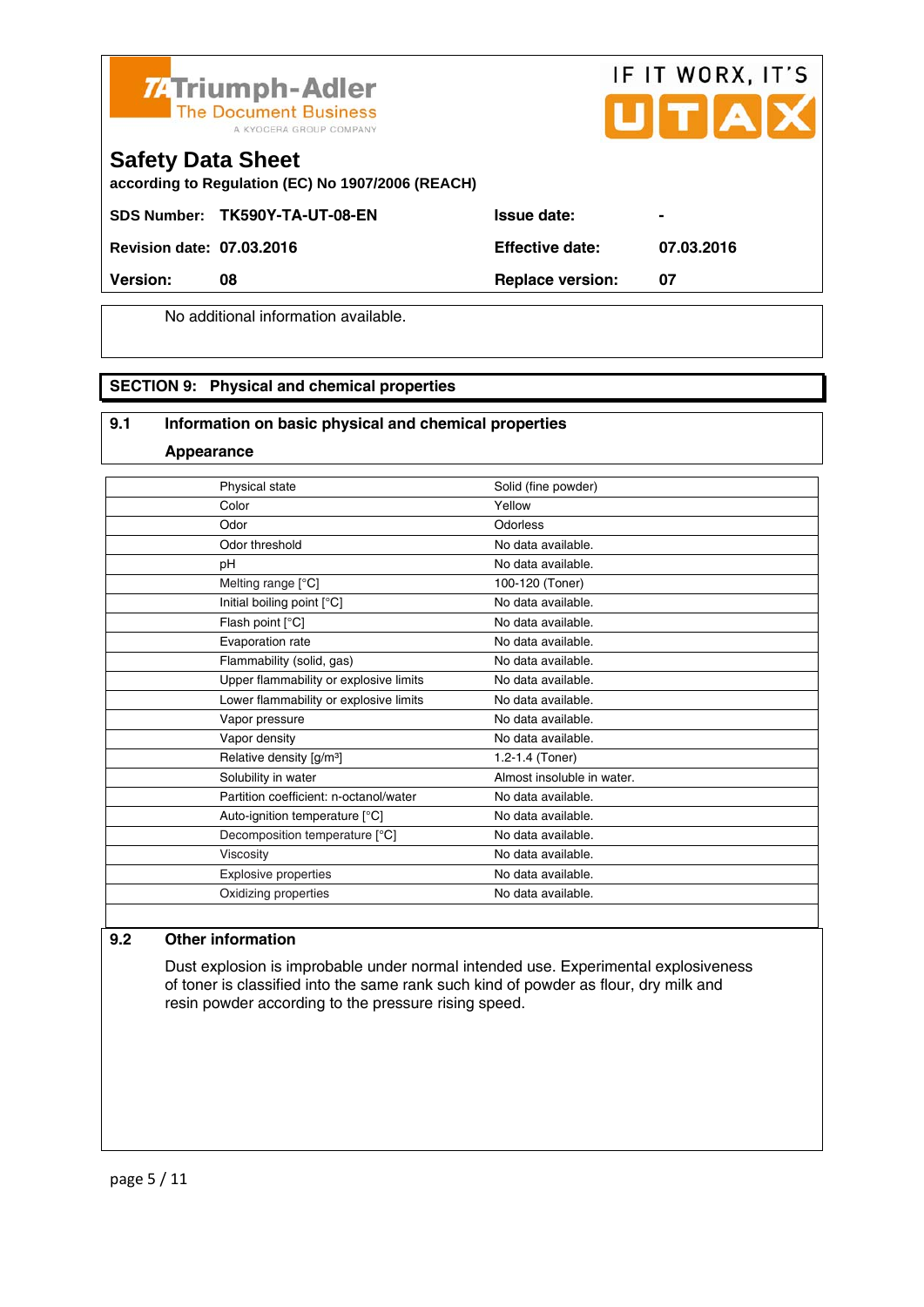Triumph-Adler
The Document Business
A KYOCERA GROUP COMPANY

IF IT WORX, IT'S UTAX

# Safety Data Sheet

**according to Regulation (EC) No 1907/2006 (REACH)**

| | | | |
|---|---|---|---|
| **SDS Number:** | **TK590Y-TA-UT-08-EN** | **Issue date:** | **-** |
| **Revision date:** | **07.03.2016** | **Effective date:** | **07.03.2016** |
| **Version:** | **08** | **Replace version:** | **07** |

No additional information available.

## SECTION 9: Physical and chemical properties

### 9.1 Information on basic physical and chemical properties

**Appearance**

| Property | Value |
|---|---|
| Physical state | Solid (fine powder) |
| Color | Yellow |
| Odor | Odorless |
| Odor threshold | No data available. |
| pH | No data available. |
| Melting range [°C] | 100-120 (Toner) |
| Initial boiling point [°C] | No data available. |
| Flash point [°C] | No data available. |
| Evaporation rate | No data available. |
| Flammability (solid, gas) | No data available. |
| Upper flammability or explosive limits | No data available. |
| Lower flammability or explosive limits | No data available. |
| Vapor pressure | No data available. |
| Vapor density | No data available. |
| Relative density [g/m³] | 1.2-1.4 (Toner) |
| Solubility in water | Almost insoluble in water. |
| Partition coefficient: n-octanol/water | No data available. |
| Auto-ignition temperature [°C] | No data available. |
| Decomposition temperature [°C] | No data available. |
| Viscosity | No data available. |
| Explosive properties | No data available. |
| Oxidizing properties | No data available. |

### 9.2 Other information

Dust explosion is improbable under normal intended use. Experimental explosiveness of toner is classified into the same rank such kind of powder as flour, dry milk and resin powder according to the pressure rising speed.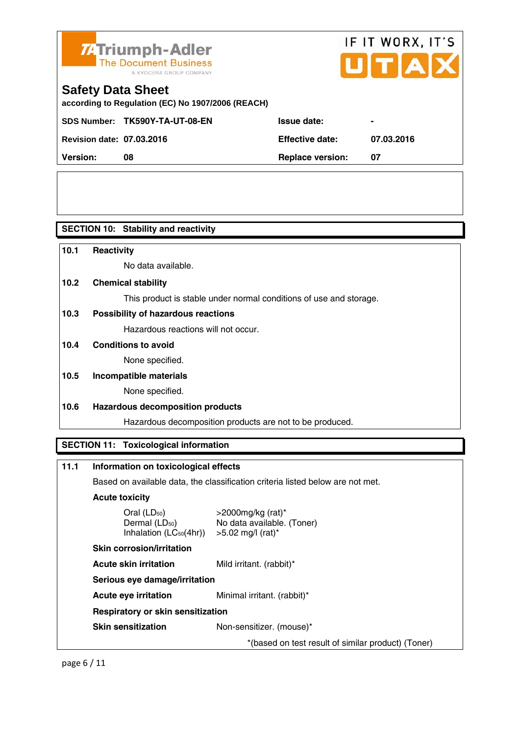Triumph-Adler
The Document Business
A KYOCERA GROUP COMPANY

IF IT WORX, IT'S UTAX

# Safety Data Sheet

according to Regulation (EC) No 1907/2006 (REACH)

| | | | |
|---|---|---|---|
| **SDS Number:** | **TK590Y-TA-UT-08-EN** | **Issue date:** | **-** |
| **Revision date:** | **07.03.2016** | **Effective date:** | **07.03.2016** |
| **Version:** | **08** | **Replace version:** | **07** |

## SECTION 10: Stability and reactivity

**10.1 Reactivity**

No data available.

**10.2 Chemical stability**

This product is stable under normal conditions of use and storage.

**10.3 Possibility of hazardous reactions**

Hazardous reactions will not occur.

**10.4 Conditions to avoid**

None specified.

**10.5 Incompatible materials**

None specified.

**10.6 Hazardous decomposition products**

Hazardous decomposition products are not to be produced.

## SECTION 11: Toxicological information

**11.1 Information on toxicological effects**

Based on available data, the classification criteria listed below are not met.

**Acute toxicity**

| | |
|---|---|
| Oral ($LD_{50}$) | >2000mg/kg (rat)* |
| Dermal ($LD_{50}$) | No data available. (Toner) |
| Inhalation ($LC_{50}$(4hr)) | >5.02 mg/l (rat)* |

**Skin corrosion/irritation**

**Acute skin irritation** Mild irritant. (rabbit)*

**Serious eye damage/irritation**

**Acute eye irritation** Minimal irritant. (rabbit)*

**Respiratory or skin sensitization**

**Skin sensitization** Non-sensitizer. (mouse)*

*(based on test result of similar product) (Toner)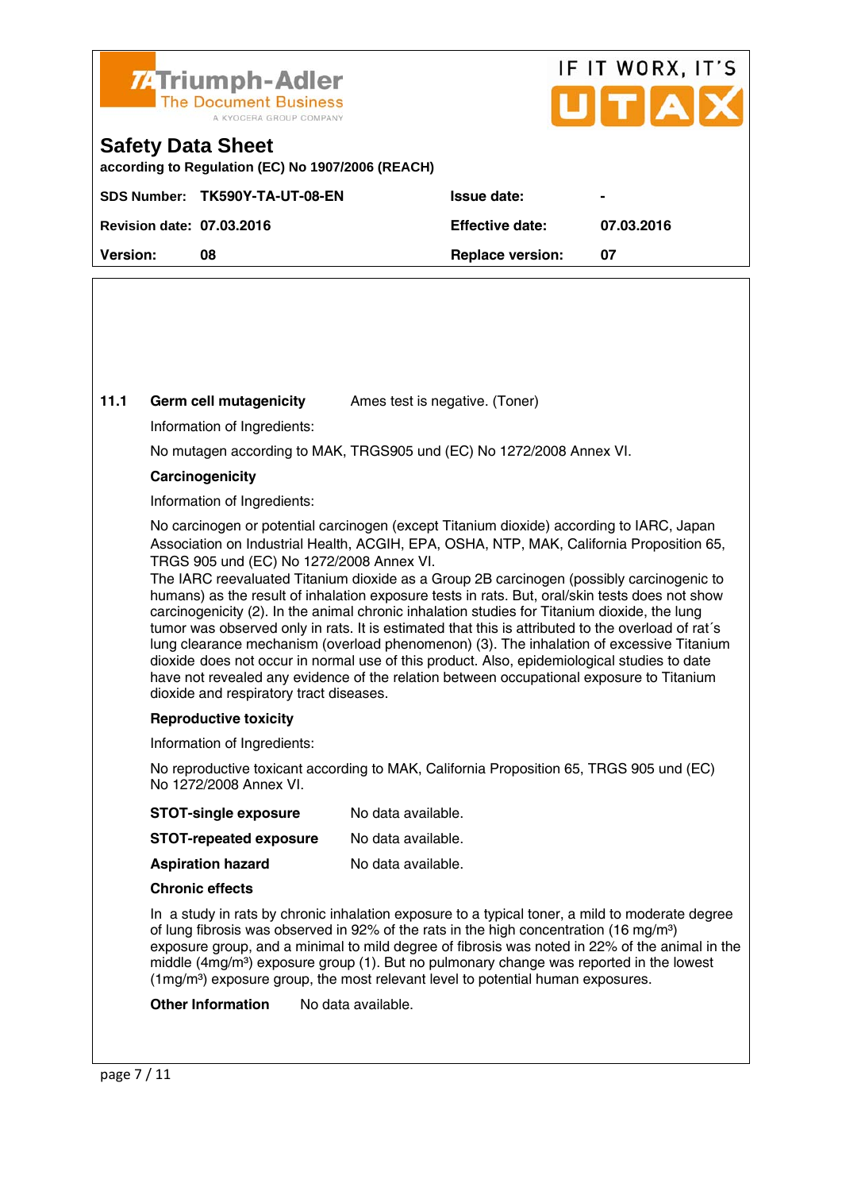**11.1 Germ cell mutagenicity** Ames test is negative. (Toner)

Information of Ingredients:

No mutagen according to MAK, TRGS905 und (EC) No 1272/2008 Annex VI.

**Carcinogenicity**

Information of Ingredients:

No carcinogen or potential carcinogen (except Titanium dioxide) according to IARC, Japan Association on Industrial Health, ACGIH, EPA, OSHA, NTP, MAK, California Proposition 65, TRGS 905 und (EC) No 1272/2008 Annex VI.
The IARC reevaluated Titanium dioxide as a Group 2B carcinogen (possibly carcinogenic to humans) as the result of inhalation exposure tests in rats. But, oral/skin tests does not show carcinogenicity (2). In the animal chronic inhalation studies for Titanium dioxide, the lung tumor was observed only in rats. It is estimated that this is attributed to the overload of rat´s lung clearance mechanism (overload phenomenon) (3). The inhalation of excessive Titanium dioxide does not occur in normal use of this product. Also, epidemiological studies to date have not revealed any evidence of the relation between occupational exposure to Titanium dioxide and respiratory tract diseases.

**Reproductive toxicity**

Information of Ingredients:

No reproductive toxicant according to MAK, California Proposition 65, TRGS 905 und (EC) No 1272/2008 Annex VI.

**STOT-single exposure** No data available.

**STOT-repeated exposure** No data available.

**Aspiration hazard** No data available.

**Chronic effects**

In a study in rats by chronic inhalation exposure to a typical toner, a mild to moderate degree of lung fibrosis was observed in 92% of the rats in the high concentration (16 mg/m³) exposure group, and a minimal to mild degree of fibrosis was noted in 22% of the animal in the middle (4mg/m³) exposure group (1). But no pulmonary change was reported in the lowest (1mg/m³) exposure group, the most relevant level to potential human exposures.

**Other Information** No data available.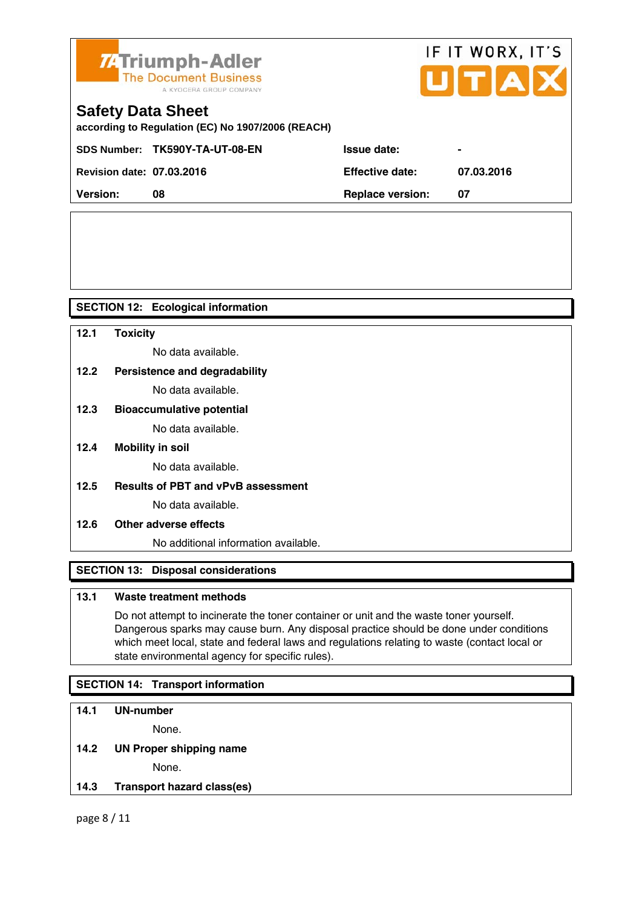## SECTION 12: Ecological information

**12.1 Toxicity**

No data available.

**12.2 Persistence and degradability**

No data available.

**12.3 Bioaccumulative potential**

No data available.

**12.4 Mobility in soil**

No data available.

**12.5 Results of PBT and vPvB assessment**

No data available.

**12.6 Other adverse effects**

No additional information available.

## SECTION 13: Disposal considerations

**13.1 Waste treatment methods**

Do not attempt to incinerate the toner container or unit and the waste toner yourself. Dangerous sparks may cause burn. Any disposal practice should be done under conditions which meet local, state and federal laws and regulations relating to waste (contact local or state environmental agency for specific rules).

## SECTION 14: Transport information

**14.1 UN-number**

None.

**14.2 UN Proper shipping name**

None.

**14.3 Transport hazard class(es)**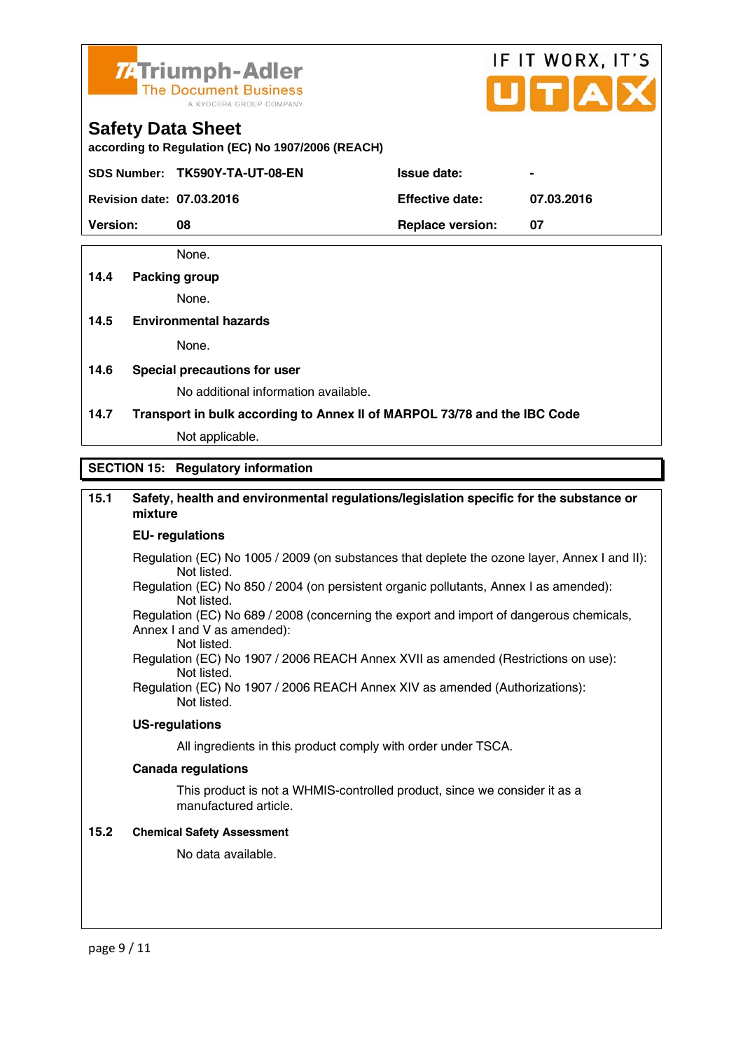None.

**14.4 Packing group**

None.

**14.5 Environmental hazards**

None.

**14.6 Special precautions for user**

No additional information available.

**14.7 Transport in bulk according to Annex II of MARPOL 73/78 and the IBC Code**

Not applicable.

## SECTION 15: Regulatory information

**15.1 Safety, health and environmental regulations/legislation specific for the substance or mixture**

**EU- regulations**

Regulation (EC) No 1005 / 2009 (on substances that deplete the ozone layer, Annex I and II):
Not listed.
Regulation (EC) No 850 / 2004 (on persistent organic pollutants, Annex I as amended):
Not listed.
Regulation (EC) No 689 / 2008 (concerning the export and import of dangerous chemicals, Annex I and V as amended):
Not listed.
Regulation (EC) No 1907 / 2006 REACH Annex XVII as amended (Restrictions on use):
Not listed.
Regulation (EC) No 1907 / 2006 REACH Annex XIV as amended (Authorizations):
Not listed.

**US-regulations**

All ingredients in this product comply with order under TSCA.

**Canada regulations**

This product is not a WHMIS-controlled product, since we consider it as a manufactured article.

**15.2 Chemical Safety Assessment**

No data available.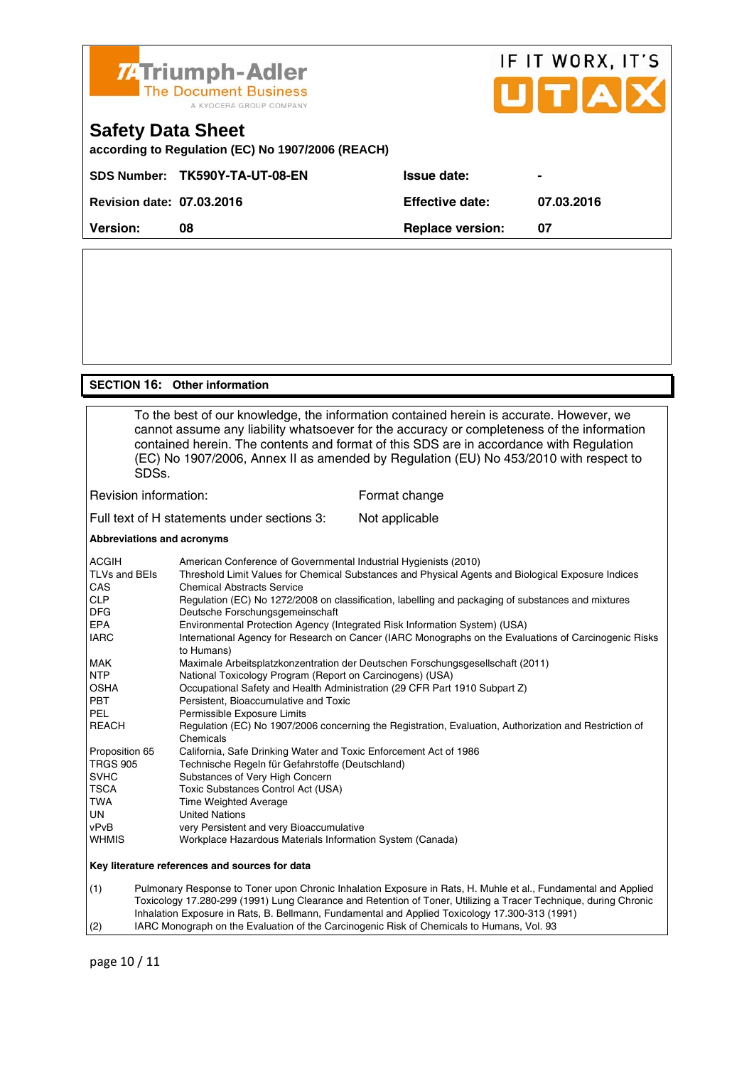Triumph-Adler
The Document Business
A KYOCERA GROUP COMPANY

IF IT WORX, IT'S UTAX

# Safety Data Sheet

**according to Regulation (EC) No 1907/2006 (REACH)**

| | | | |
|---|---|---|---|
| **SDS Number:** | **TK590Y-TA-UT-08-EN** | **Issue date:** | **-** |
| **Revision date:** | **07.03.2016** | **Effective date:** | **07.03.2016** |
| **Version:** | **08** | **Replace version:** | **07** |

## SECTION 16: Other information

To the best of our knowledge, the information contained herein is accurate. However, we cannot assume any liability whatsoever for the accuracy or completeness of the information contained herein. The contents and format of this SDS are in accordance with Regulation (EC) No 1907/2006, Annex II as amended by Regulation (EU) No 453/2010 with respect to SDSs.

Revision information: Format change

Full text of H statements under sections 3: Not applicable

**Abbreviations and acronyms**

| | |
|---|---|
| ACGIH | American Conference of Governmental Industrial Hygienists (2010) |
| TLVs and BEIs | Threshold Limit Values for Chemical Substances and Physical Agents and Biological Exposure Indices |
| CAS | Chemical Abstracts Service |
| CLP | Regulation (EC) No 1272/2008 on classification, labelling and packaging of substances and mixtures |
| DFG | Deutsche Forschungsgemeinschaft |
| EPA | Environmental Protection Agency (Integrated Risk Information System) (USA) |
| IARC | International Agency for Research on Cancer (IARC Monographs on the Evaluations of Carcinogenic Risks to Humans) |
| MAK | Maximale Arbeitsplatzkonzentration der Deutschen Forschungsgesellschaft (2011) |
| NTP | National Toxicology Program (Report on Carcinogens) (USA) |
| OSHA | Occupational Safety and Health Administration (29 CFR Part 1910 Subpart Z) |
| PBT | Persistent, Bioaccumulative and Toxic |
| PEL | Permissible Exposure Limits |
| REACH | Regulation (EC) No 1907/2006 concerning the Registration, Evaluation, Authorization and Restriction of Chemicals |
| Proposition 65 | California, Safe Drinking Water and Toxic Enforcement Act of 1986 |
| TRGS 905 | Technische Regeln für Gefahrstoffe (Deutschland) |
| SVHC | Substances of Very High Concern |
| TSCA | Toxic Substances Control Act (USA) |
| TWA | Time Weighted Average |
| UN | United Nations |
| vPvB | very Persistent and very Bioaccumulative |
| WHMIS | Workplace Hazardous Materials Information System (Canada) |

**Key literature references and sources for data**

(1) Pulmonary Response to Toner upon Chronic Inhalation Exposure in Rats, H. Muhle et al., Fundamental and Applied Toxicology 17.280-299 (1991) Lung Clearance and Retention of Toner, Utilizing a Tracer Technique, during Chronic Inhalation Exposure in Rats, B. Bellmann, Fundamental and Applied Toxicology 17.300-313 (1991)

(2) IARC Monograph on the Evaluation of the Carcinogenic Risk of Chemicals to Humans, Vol. 93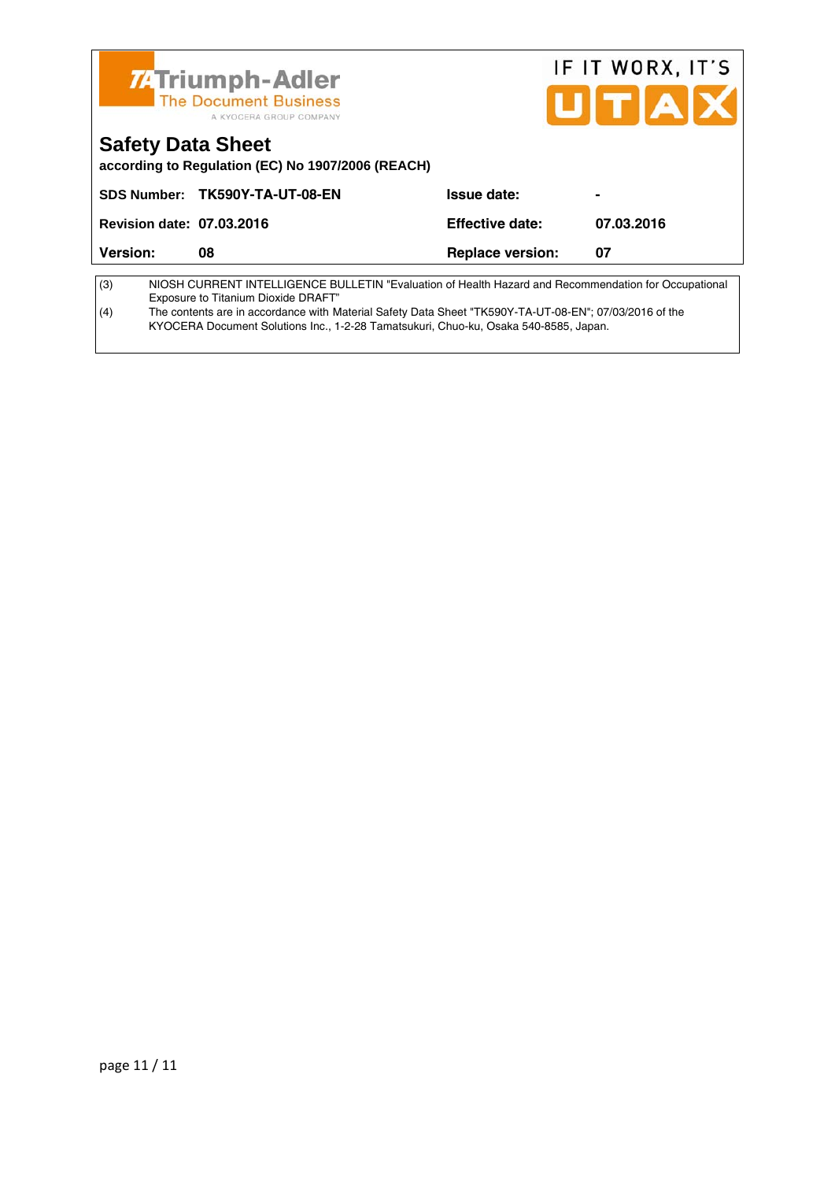| | |
|---|---|
| (3) | NIOSH CURRENT INTELLIGENCE BULLETIN "Evaluation of Health Hazard and Recommendation for Occupational Exposure to Titanium Dioxide DRAFT" |
| (4) | The contents are in accordance with Material Safety Data Sheet "TK590Y-TA-UT-08-EN"; 07/03/2016 of the KYOCERA Document Solutions Inc., 1-2-28 Tamatsukuri, Chuo-ku, Osaka 540-8585, Japan. |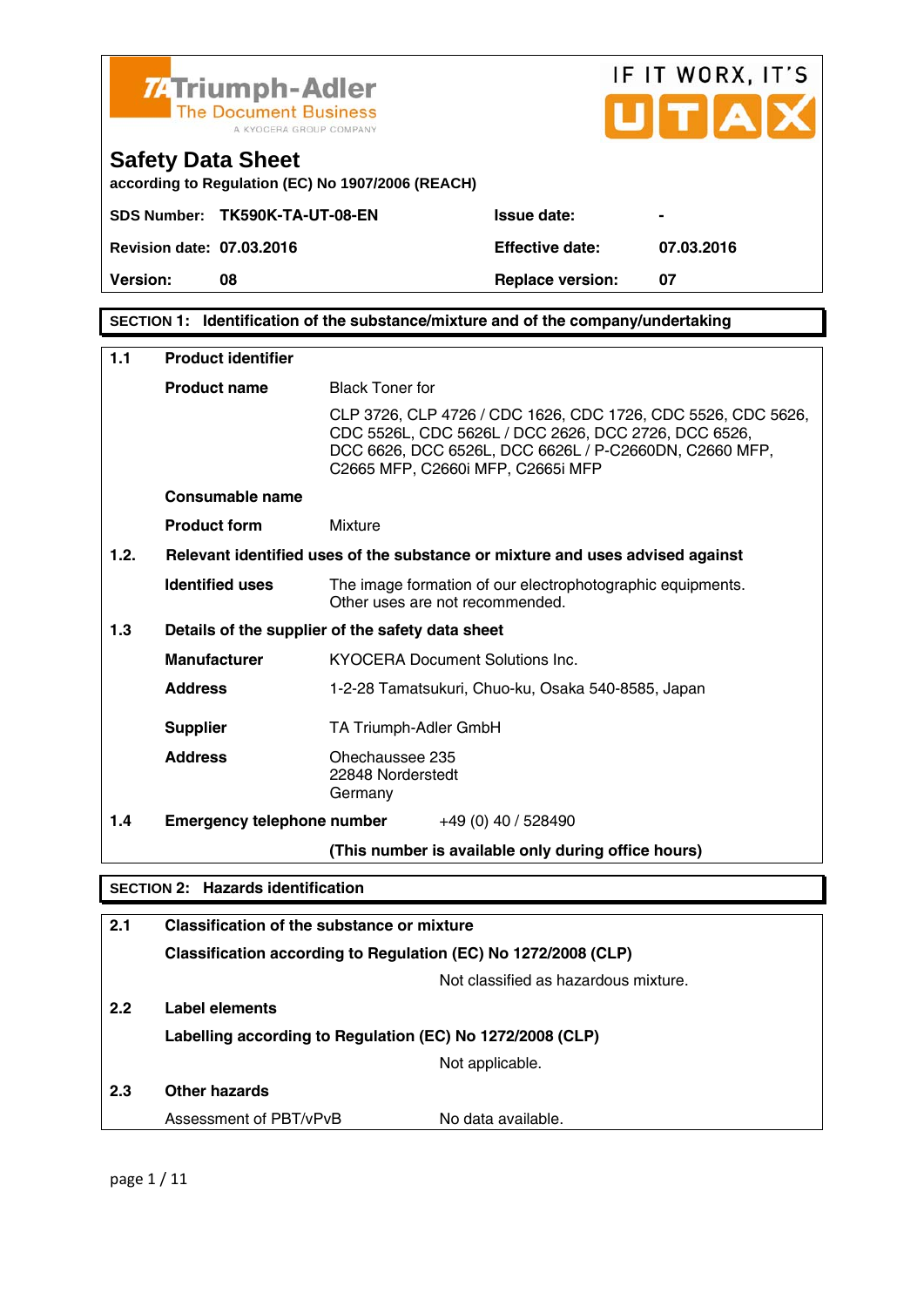Triumph-Adler
The Document Business
A KYOCERA GROUP COMPANY

IF IT WORX, IT'S UTAX

# Safety Data Sheet

**according to Regulation (EC) No 1907/2006 (REACH)**

| | | | |
|---|---|---|---|
| **SDS Number:** | **TK590K-TA-UT-08-EN** | **Issue date:** | **-** |
| **Revision date:** | **07.03.2016** | **Effective date:** | **07.03.2016** |
| **Version:** | **08** | **Replace version:** | **07** |

## SECTION 1: Identification of the substance/mixture and of the company/undertaking

**1.1 Product identifier**

| | |
|---|---|
| **Product name** | Black Toner for<br>CLP 3726, CLP 4726 / CDC 1626, CDC 1726, CDC 5526, CDC 5626, CDC 5526L, CDC 5626L / DCC 2626, DCC 2726, DCC 6526, DCC 6626, DCC 6526L, DCC 6626L / P-C2660DN, C2660 MFP, C2665 MFP, C2660i MFP, C2665i MFP |
| **Consumable name** | |
| **Product form** | Mixture |

**1.2. Relevant identified uses of the substance or mixture and uses advised against**

| | |
|---|---|
| **Identified uses** | The image formation of our electrophotographic equipments.<br>Other uses are not recommended. |

**1.3 Details of the supplier of the safety data sheet**

| | |
|---|---|
| **Manufacturer** | KYOCERA Document Solutions Inc. |
| **Address** | 1-2-28 Tamatsukuri, Chuo-ku, Osaka 540-8585, Japan |
| **Supplier** | TA Triumph-Adler GmbH |
| **Address** | Ohechaussee 235<br>22848 Norderstedt<br>Germany |

**1.4 Emergency telephone number** +49 (0) 40 / 528490

**(This number is available only during office hours)**

## SECTION 2: Hazards identification

**2.1 Classification of the substance or mixture**

**Classification according to Regulation (EC) No 1272/2008 (CLP)**

Not classified as hazardous mixture.

**2.2 Label elements**

**Labelling according to Regulation (EC) No 1272/2008 (CLP)**

Not applicable.

**2.3 Other hazards**

Assessment of PBT/vPvB — No data available.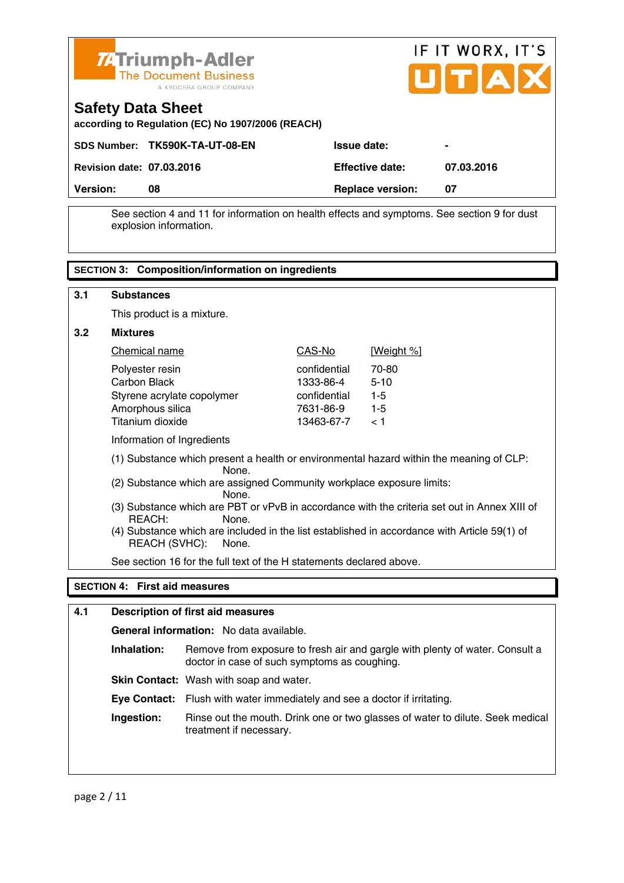Triumph-Adler
The Document Business
A KYOCERA GROUP COMPANY

IF IT WORX, IT'S UTAX

# Safety Data Sheet

according to Regulation (EC) No 1907/2006 (REACH)

| | | | |
|---|---|---|---|
| **SDS Number:** | **TK590K-TA-UT-08-EN** | **Issue date:** | **-** |
| **Revision date:** | **07.03.2016** | **Effective date:** | **07.03.2016** |
| **Version:** | **08** | **Replace version:** | **07** |

See section 4 and 11 for information on health effects and symptoms. See section 9 for dust explosion information.

## SECTION 3: Composition/information on ingredients

### 3.1 Substances

This product is a mixture.

### 3.2 Mixtures

| Chemical name | CAS-No | [Weight %] |
|---|---|---|
| Polyester resin | confidential | 70-80 |
| Carbon Black | 1333-86-4 | 5-10 |
| Styrene acrylate copolymer | confidential | 1-5 |
| Amorphous silica | 7631-86-9 | 1-5 |
| Titanium dioxide | 13463-67-7 | < 1 |

Information of Ingredients

(1) Substance which present a health or environmental hazard within the meaning of CLP: None.
(2) Substance which are assigned Community workplace exposure limits: None.
(3) Substance which are PBT or vPvB in accordance with the criteria set out in Annex XIII of REACH: None.
(4) Substance which are included in the list established in accordance with Article 59(1) of REACH (SVHC): None.

See section 16 for the full text of the H statements declared above.

## SECTION 4: First aid measures

### 4.1 Description of first aid measures

**General information:** No data available.

**Inhalation:** Remove from exposure to fresh air and gargle with plenty of water. Consult a doctor in case of such symptoms as coughing.

**Skin Contact:** Wash with soap and water.

**Eye Contact:** Flush with water immediately and see a doctor if irritating.

**Ingestion:** Rinse out the mouth. Drink one or two glasses of water to dilute. Seek medical treatment if necessary.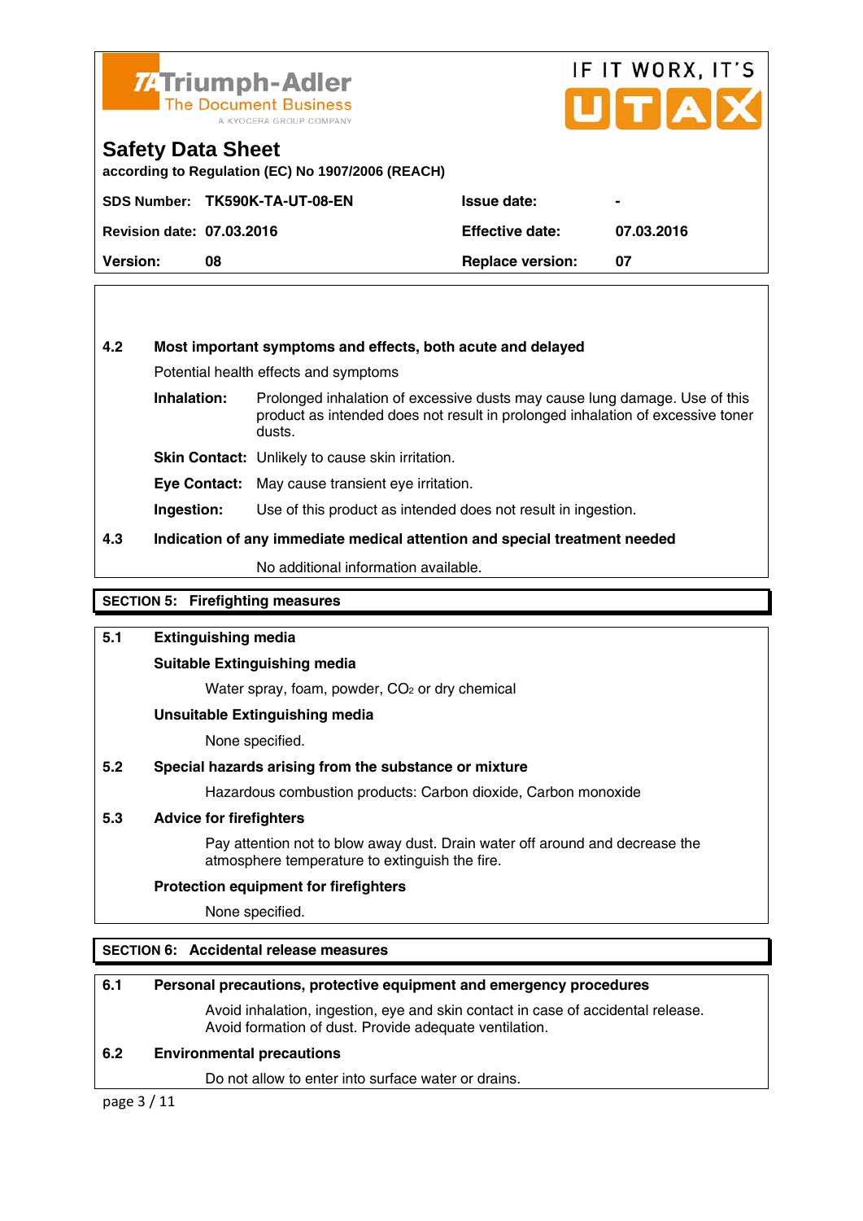# Safety Data Sheet

according to Regulation (EC) No 1907/2006 (REACH)

| SDS Number: | TK590K-TA-UT-08-EN | Issue date: | - |
|---|---|---|---|
| Revision date: | 07.03.2016 | Effective date: | 07.03.2016 |
| Version: | 08 | Replace version: | 07 |

**4.2 Most important symptoms and effects, both acute and delayed**

Potential health effects and symptoms

**Inhalation:** Prolonged inhalation of excessive dusts may cause lung damage. Use of this product as intended does not result in prolonged inhalation of excessive toner dusts.

**Skin Contact:** Unlikely to cause skin irritation.

**Eye Contact:** May cause transient eye irritation.

**Ingestion:** Use of this product as intended does not result in ingestion.

**4.3 Indication of any immediate medical attention and special treatment needed**

No additional information available.

## SECTION 5: Firefighting measures

**5.1 Extinguishing media**

**Suitable Extinguishing media**

Water spray, foam, powder, $CO_2$ or dry chemical

**Unsuitable Extinguishing media**

None specified.

**5.2 Special hazards arising from the substance or mixture**

Hazardous combustion products: Carbon dioxide, Carbon monoxide

**5.3 Advice for firefighters**

Pay attention not to blow away dust. Drain water off around and decrease the atmosphere temperature to extinguish the fire.

**Protection equipment for firefighters**

None specified.

## SECTION 6: Accidental release measures

**6.1 Personal precautions, protective equipment and emergency procedures**

Avoid inhalation, ingestion, eye and skin contact in case of accidental release. Avoid formation of dust. Provide adequate ventilation.

**6.2 Environmental precautions**

Do not allow to enter into surface water or drains.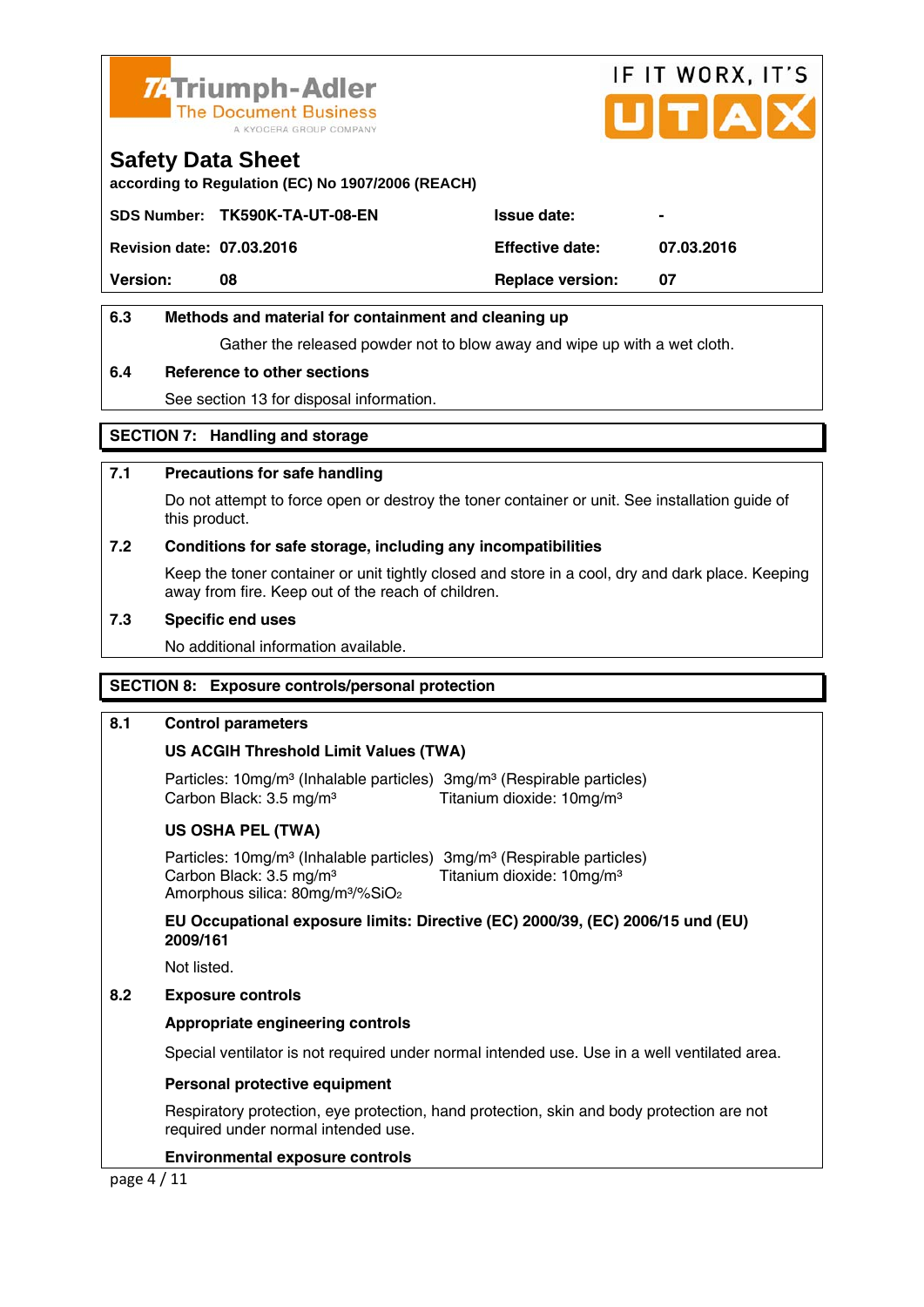Triumph-Adler
The Document Business
A KYOCERA GROUP COMPANY

IF IT WORX, IT'S UTAX

# Safety Data Sheet

**according to Regulation (EC) No 1907/2006 (REACH)**

| | | | |
|---|---|---|---|
| **SDS Number:** | **TK590K-TA-UT-08-EN** | **Issue date:** | **-** |
| **Revision date:** | **07.03.2016** | **Effective date:** | **07.03.2016** |
| **Version:** | **08** | **Replace version:** | **07** |

**6.3 Methods and material for containment and cleaning up**

Gather the released powder not to blow away and wipe up with a wet cloth.

**6.4 Reference to other sections**

See section 13 for disposal information.

## SECTION 7: Handling and storage

**7.1 Precautions for safe handling**

Do not attempt to force open or destroy the toner container or unit. See installation guide of this product.

**7.2 Conditions for safe storage, including any incompatibilities**

Keep the toner container or unit tightly closed and store in a cool, dry and dark place. Keeping away from fire. Keep out of the reach of children.

**7.3 Specific end uses**

No additional information available.

## SECTION 8: Exposure controls/personal protection

**8.1 Control parameters**

**US ACGIH Threshold Limit Values (TWA)**

Particles: 10mg/m³ (Inhalable particles) 3mg/m³ (Respirable particles)
Carbon Black: 3.5 mg/m³ Titanium dioxide: 10mg/m³

**US OSHA PEL (TWA)**

Particles: 10mg/m³ (Inhalable particles) 3mg/m³ (Respirable particles)
Carbon Black: 3.5 mg/m³ Titanium dioxide: 10mg/m³
Amorphous silica: 80mg/m³/%$SiO_2$

**EU Occupational exposure limits: Directive (EC) 2000/39, (EC) 2006/15 und (EU) 2009/161**

Not listed.

**8.2 Exposure controls**

**Appropriate engineering controls**

Special ventilator is not required under normal intended use. Use in a well ventilated area.

**Personal protective equipment**

Respiratory protection, eye protection, hand protection, skin and body protection are not required under normal intended use.

**Environmental exposure controls**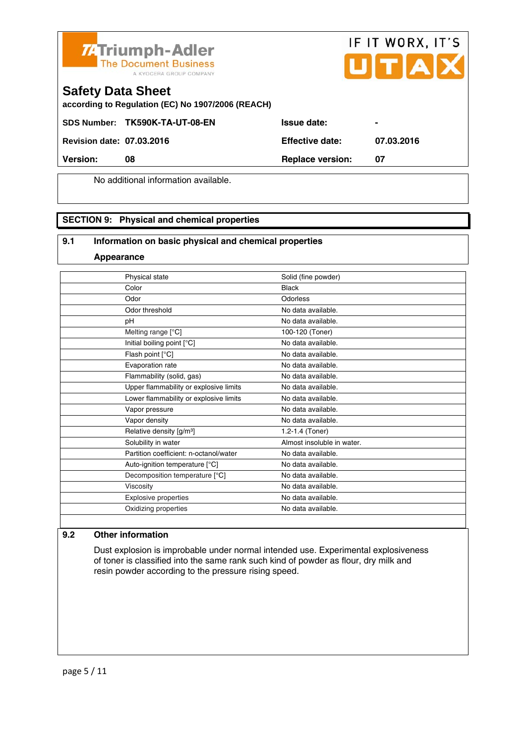**Triumph-Adler** The Document Business — A KYOCERA GROUP COMPANY

IF IT WORX, IT'S UTAX

# Safety Data Sheet

**according to Regulation (EC) No 1907/2006 (REACH)**

| | | | |
|---|---|---|---|
| **SDS Number:** | **TK590K-TA-UT-08-EN** | **Issue date:** | **-** |
| **Revision date:** | **07.03.2016** | **Effective date:** | **07.03.2016** |
| **Version:** | **08** | **Replace version:** | **07** |

No additional information available.

## SECTION 9: Physical and chemical properties

### 9.1 Information on basic physical and chemical properties

**Appearance**

| Property | Value |
|---|---|
| Physical state | Solid (fine powder) |
| Color | Black |
| Odor | Odorless |
| Odor threshold | No data available. |
| pH | No data available. |
| Melting range [°C] | 100-120 (Toner) |
| Initial boiling point [°C] | No data available. |
| Flash point [°C] | No data available. |
| Evaporation rate | No data available. |
| Flammability (solid, gas) | No data available. |
| Upper flammability or explosive limits | No data available. |
| Lower flammability or explosive limits | No data available. |
| Vapor pressure | No data available. |
| Vapor density | No data available. |
| Relative density [g/m³] | 1.2-1.4 (Toner) |
| Solubility in water | Almost insoluble in water. |
| Partition coefficient: n-octanol/water | No data available. |
| Auto-ignition temperature [°C] | No data available. |
| Decomposition temperature [°C] | No data available. |
| Viscosity | No data available. |
| Explosive properties | No data available. |
| Oxidizing properties | No data available. |

### 9.2 Other information

Dust explosion is improbable under normal intended use. Experimental explosiveness of toner is classified into the same rank such kind of powder as flour, dry milk and resin powder according to the pressure rising speed.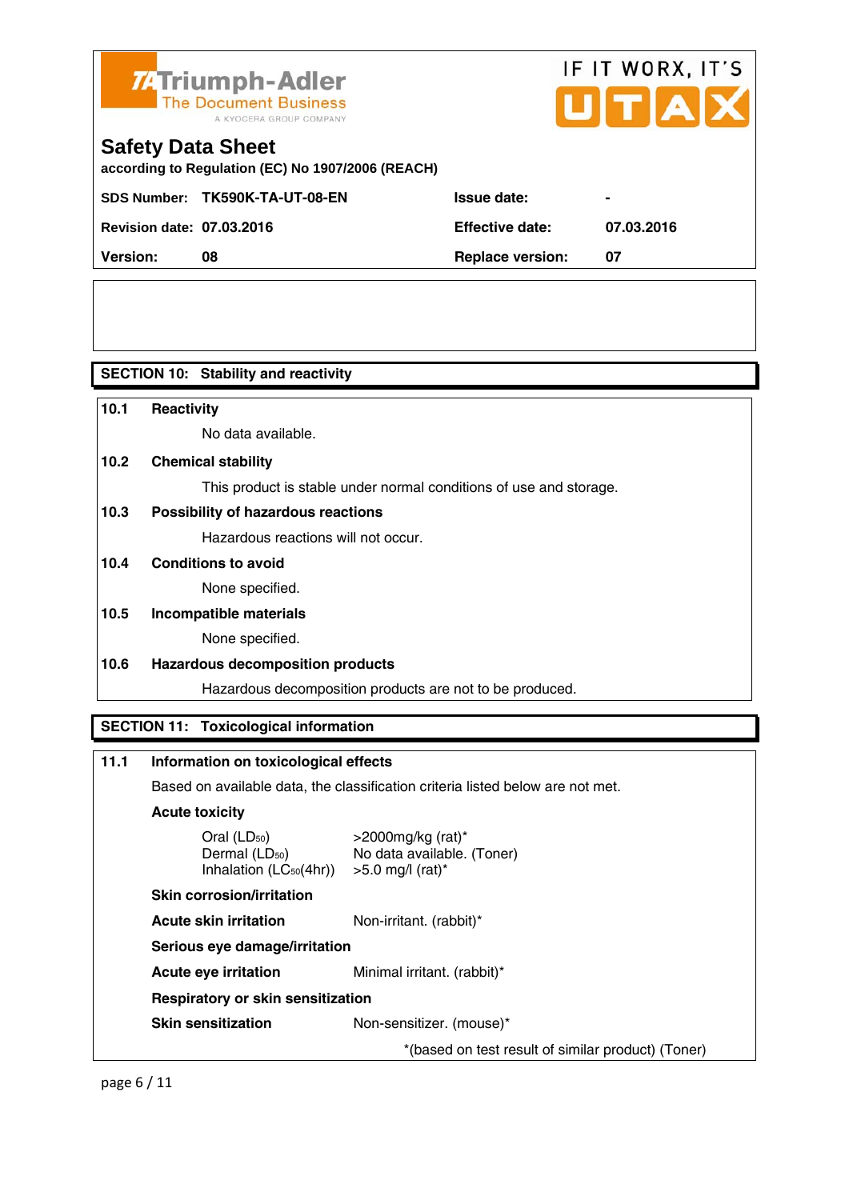**Safety Data Sheet**

according to Regulation (EC) No 1907/2006 (REACH)

| | | | |
|---|---|---|---|
| **SDS Number:** | **TK590K-TA-UT-08-EN** | **Issue date:** | **-** |
| **Revision date:** | **07.03.2016** | **Effective date:** | **07.03.2016** |
| **Version:** | **08** | **Replace version:** | **07** |

## SECTION 10: Stability and reactivity

**10.1 Reactivity**

No data available.

**10.2 Chemical stability**

This product is stable under normal conditions of use and storage.

**10.3 Possibility of hazardous reactions**

Hazardous reactions will not occur.

**10.4 Conditions to avoid**

None specified.

**10.5 Incompatible materials**

None specified.

**10.6 Hazardous decomposition products**

Hazardous decomposition products are not to be produced.

## SECTION 11: Toxicological information

**11.1 Information on toxicological effects**

Based on available data, the classification criteria listed below are not met.

**Acute toxicity**

| | |
|---|---|
| Oral ($LD_{50}$) | >2000mg/kg (rat)* |
| Dermal ($LD_{50}$) | No data available. (Toner) |
| Inhalation ($LC_{50}$(4hr)) | >5.0 mg/l (rat)* |

**Skin corrosion/irritation**

**Acute skin irritation** Non-irritant. (rabbit)*

**Serious eye damage/irritation**

**Acute eye irritation** Minimal irritant. (rabbit)*

**Respiratory or skin sensitization**

**Skin sensitization** Non-sensitizer. (mouse)*

*(based on test result of similar product) (Toner)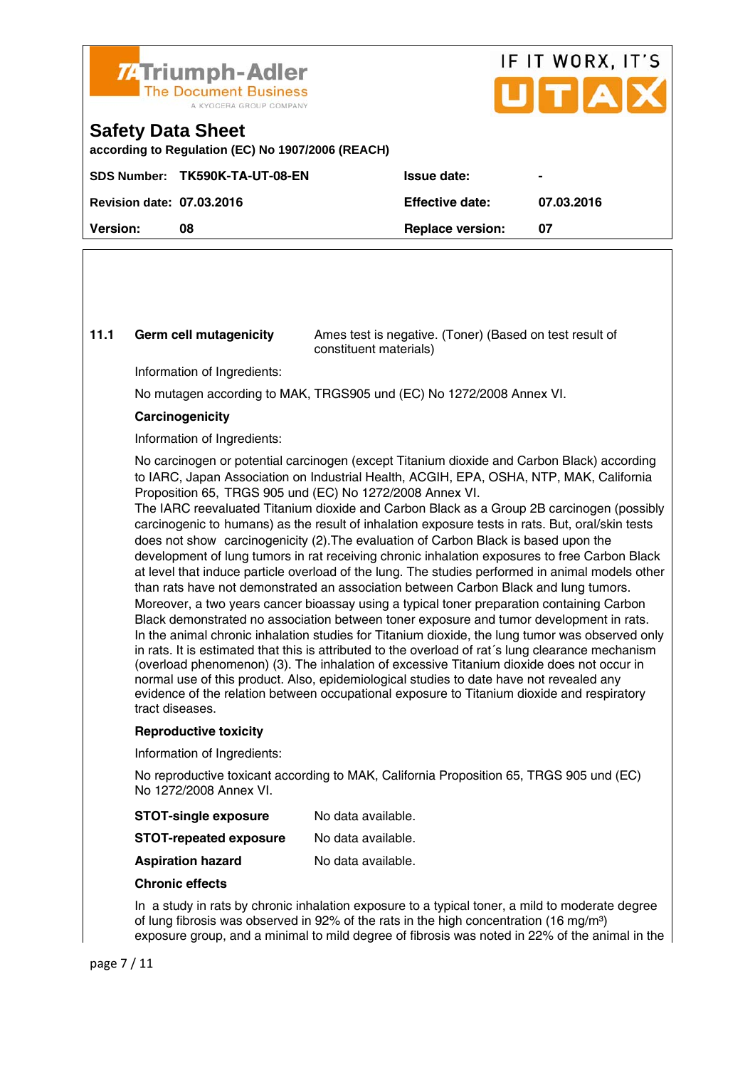**11.1 Germ cell mutagenicity** Ames test is negative. (Toner) (Based on test result of constituent materials)

Information of Ingredients:

No mutagen according to MAK, TRGS905 und (EC) No 1272/2008 Annex VI.

**Carcinogenicity**

Information of Ingredients:

No carcinogen or potential carcinogen (except Titanium dioxide and Carbon Black) according to IARC, Japan Association on Industrial Health, ACGIH, EPA, OSHA, NTP, MAK, California Proposition 65, TRGS 905 und (EC) No 1272/2008 Annex VI.
The IARC reevaluated Titanium dioxide and Carbon Black as a Group 2B carcinogen (possibly carcinogenic to humans) as the result of inhalation exposure tests in rats. But, oral/skin tests does not show carcinogenicity (2).The evaluation of Carbon Black is based upon the development of lung tumors in rat receiving chronic inhalation exposures to free Carbon Black at level that induce particle overload of the lung. The studies performed in animal models other than rats have not demonstrated an association between Carbon Black and lung tumors. Moreover, a two years cancer bioassay using a typical toner preparation containing Carbon Black demonstrated no association between toner exposure and tumor development in rats. In the animal chronic inhalation studies for Titanium dioxide, the lung tumor was observed only in rats. It is estimated that this is attributed to the overload of rat´s lung clearance mechanism (overload phenomenon) (3). The inhalation of excessive Titanium dioxide does not occur in normal use of this product. Also, epidemiological studies to date have not revealed any evidence of the relation between occupational exposure to Titanium dioxide and respiratory tract diseases.

**Reproductive toxicity**

Information of Ingredients:

No reproductive toxicant according to MAK, California Proposition 65, TRGS 905 und (EC) No 1272/2008 Annex VI.

**STOT-single exposure** No data available.

**STOT-repeated exposure** No data available.

**Aspiration hazard** No data available.

**Chronic effects**

In a study in rats by chronic inhalation exposure to a typical toner, a mild to moderate degree of lung fibrosis was observed in 92% of the rats in the high concentration (16 mg/m³) exposure group, and a minimal to mild degree of fibrosis was noted in 22% of the animal in the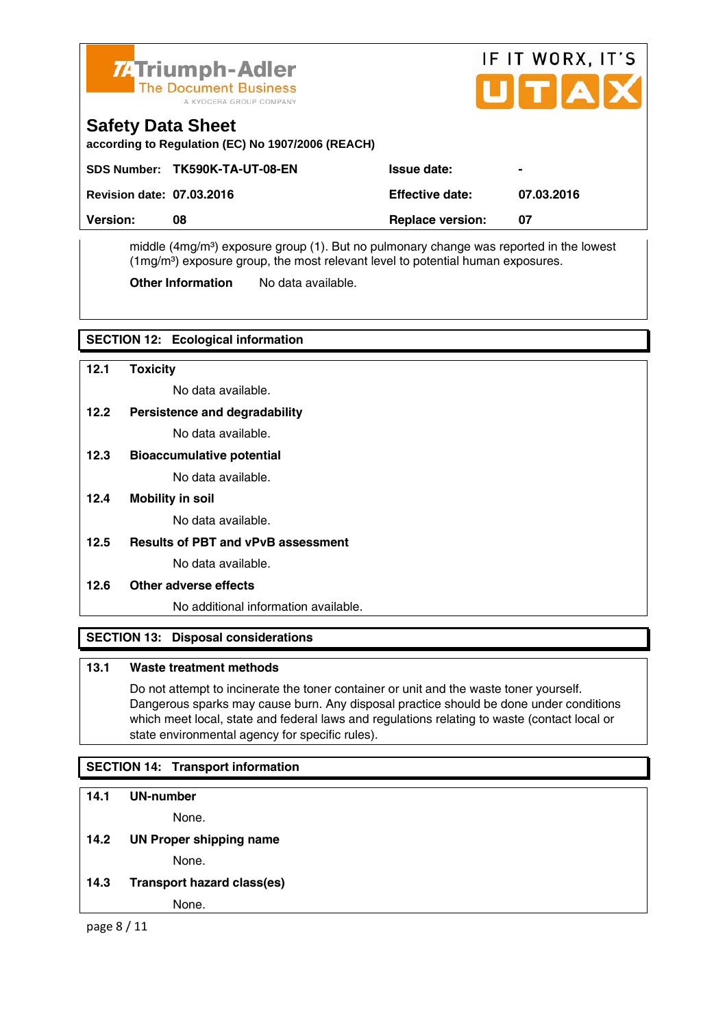middle (4mg/m³) exposure group (1). But no pulmonary change was reported in the lowest (1mg/m³) exposure group, the most relevant level to potential human exposures.

**Other Information** No data available.

## SECTION 12: Ecological information

### 12.1 Toxicity

No data available.

### 12.2 Persistence and degradability

No data available.

### 12.3 Bioaccumulative potential

No data available.

### 12.4 Mobility in soil

No data available.

### 12.5 Results of PBT and vPvB assessment

No data available.

### 12.6 Other adverse effects

No additional information available.

## SECTION 13: Disposal considerations

### 13.1 Waste treatment methods

Do not attempt to incinerate the toner container or unit and the waste toner yourself. Dangerous sparks may cause burn. Any disposal practice should be done under conditions which meet local, state and federal laws and regulations relating to waste (contact local or state environmental agency for specific rules).

## SECTION 14: Transport information

### 14.1 UN-number

None.

### 14.2 UN Proper shipping name

None.

### 14.3 Transport hazard class(es)

None.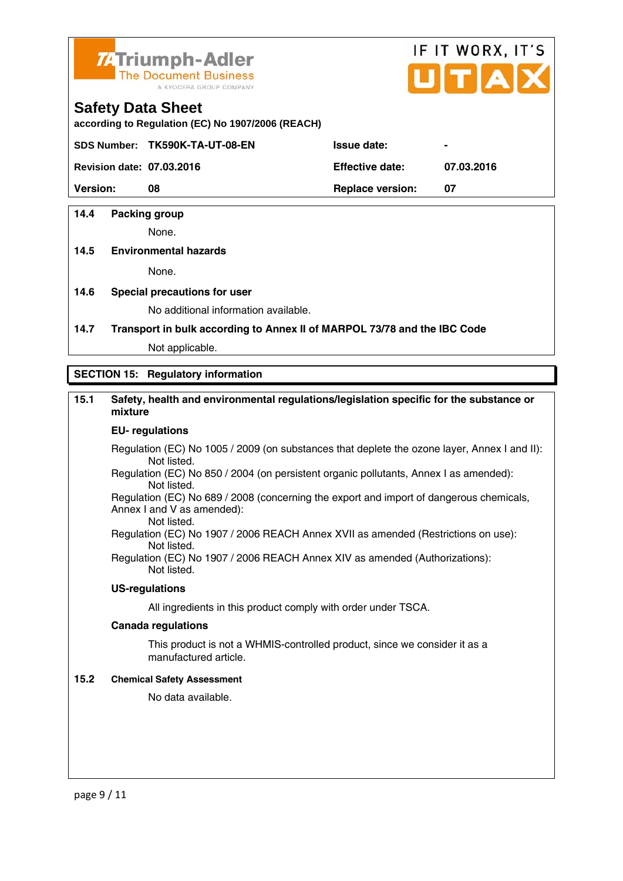### 14.4 Packing group

None.

### 14.5 Environmental hazards

None.

### 14.6 Special precautions for user

No additional information available.

### 14.7 Transport in bulk according to Annex II of MARPOL 73/78 and the IBC Code

Not applicable.

## SECTION 15: Regulatory information

### 15.1 Safety, health and environmental regulations/legislation specific for the substance or mixture

**EU- regulations**

Regulation (EC) No 1005 / 2009 (on substances that deplete the ozone layer, Annex I and II):
Not listed.

Regulation (EC) No 850 / 2004 (on persistent organic pollutants, Annex I as amended):
Not listed.

Regulation (EC) No 689 / 2008 (concerning the export and import of dangerous chemicals, Annex I and V as amended):
Not listed.

Regulation (EC) No 1907 / 2006 REACH Annex XVII as amended (Restrictions on use):
Not listed.

Regulation (EC) No 1907 / 2006 REACH Annex XIV as amended (Authorizations):
Not listed.

**US-regulations**

All ingredients in this product comply with order under TSCA.

**Canada regulations**

This product is not a WHMIS-controlled product, since we consider it as a manufactured article.

### 15.2 Chemical Safety Assessment

No data available.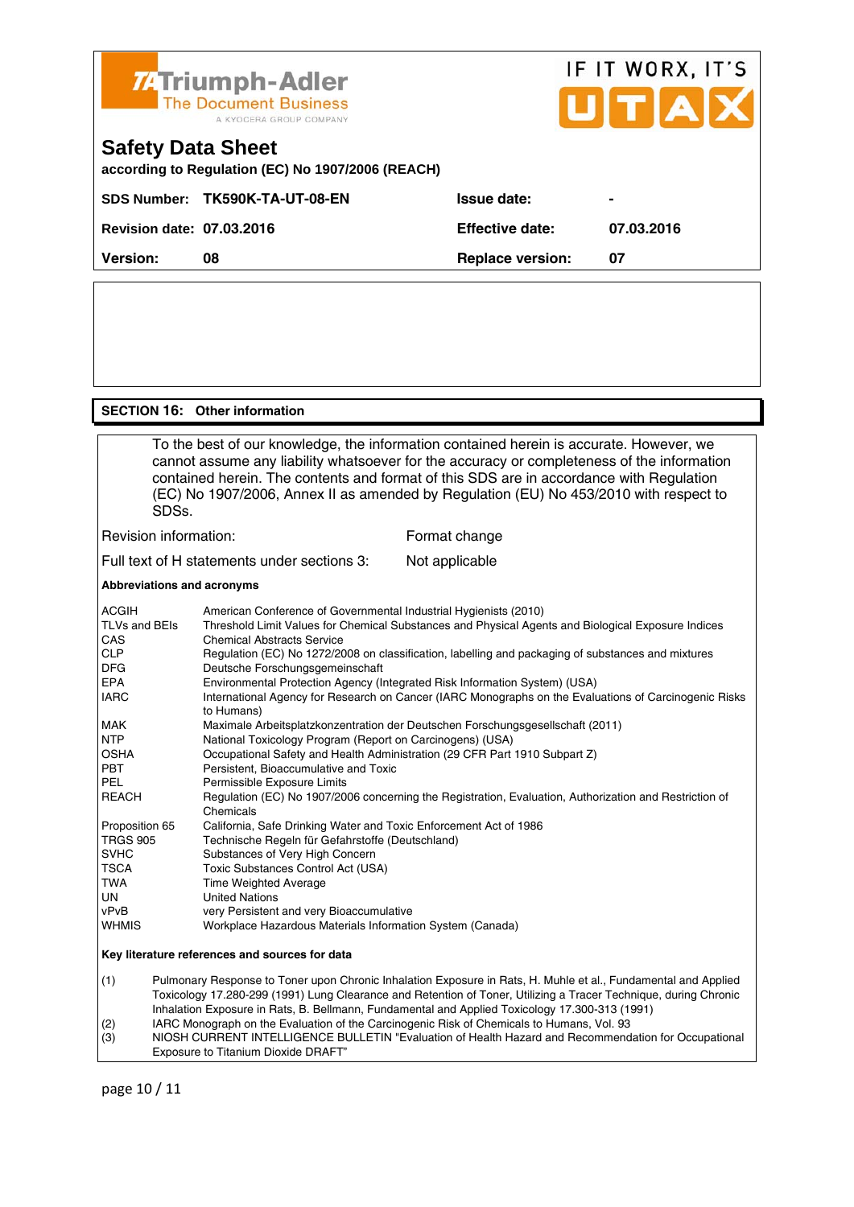Triump-Adler — The Document Business — A KYOCERA GROUP COMPANY

IF IT WORX, IT'S UTAX

# Safety Data Sheet

**according to Regulation (EC) No 1907/2006 (REACH)**

| | | | |
|---|---|---|---|
| **SDS Number:** | **TK590K-TA-UT-08-EN** | **Issue date:** | **-** |
| **Revision date:** | **07.03.2016** | **Effective date:** | **07.03.2016** |
| **Version:** | **08** | **Replace version:** | **07** |

## SECTION 16: Other information

To the best of our knowledge, the information contained herein is accurate. However, we cannot assume any liability whatsoever for the accuracy or completeness of the information contained herein. The contents and format of this SDS are in accordance with Regulation (EC) No 1907/2006, Annex II as amended by Regulation (EU) No 453/2010 with respect to SDSs.

Revision information: Format change

Full text of H statements under sections 3: Not applicable

**Abbreviations and acronyms**

| | |
|---|---|
| ACGIH | American Conference of Governmental Industrial Hygienists (2010) |
| TLVs and BEIs | Threshold Limit Values for Chemical Substances and Physical Agents and Biological Exposure Indices |
| CAS | Chemical Abstracts Service |
| CLP | Regulation (EC) No 1272/2008 on classification, labelling and packaging of substances and mixtures |
| DFG | Deutsche Forschungsgemeinschaft |
| EPA | Environmental Protection Agency (Integrated Risk Information System) (USA) |
| IARC | International Agency for Research on Cancer (IARC Monographs on the Evaluations of Carcinogenic Risks to Humans) |
| MAK | Maximale Arbeitsplatzkonzentration der Deutschen Forschungsgesellschaft (2011) |
| NTP | National Toxicology Program (Report on Carcinogens) (USA) |
| OSHA | Occupational Safety and Health Administration (29 CFR Part 1910 Subpart Z) |
| PBT | Persistent, Bioaccumulative and Toxic |
| PEL | Permissible Exposure Limits |
| REACH | Regulation (EC) No 1907/2006 concerning the Registration, Evaluation, Authorization and Restriction of Chemicals |
| Proposition 65 | California, Safe Drinking Water and Toxic Enforcement Act of 1986 |
| TRGS 905 | Technische Regeln für Gefahrstoffe (Deutschland) |
| SVHC | Substances of Very High Concern |
| TSCA | Toxic Substances Control Act (USA) |
| TWA | Time Weighted Average |
| UN | United Nations |
| vPvB | very Persistent and very Bioaccumulative |
| WHMIS | Workplace Hazardous Materials Information System (Canada) |

**Key literature references and sources for data**

(1) Pulmonary Response to Toner upon Chronic Inhalation Exposure in Rats, H. Muhle et al., Fundamental and Applied Toxicology 17.280-299 (1991) Lung Clearance and Retention of Toner, Utilizing a Tracer Technique, during Chronic Inhalation Exposure in Rats, B. Bellmann, Fundamental and Applied Toxicology 17.300-313 (1991)

(2) IARC Monograph on the Evaluation of the Carcinogenic Risk of Chemicals to Humans, Vol. 93

(3) NIOSH CURRENT INTELLIGENCE BULLETIN "Evaluation of Health Hazard and Recommendation for Occupational Exposure to Titanium Dioxide DRAFT"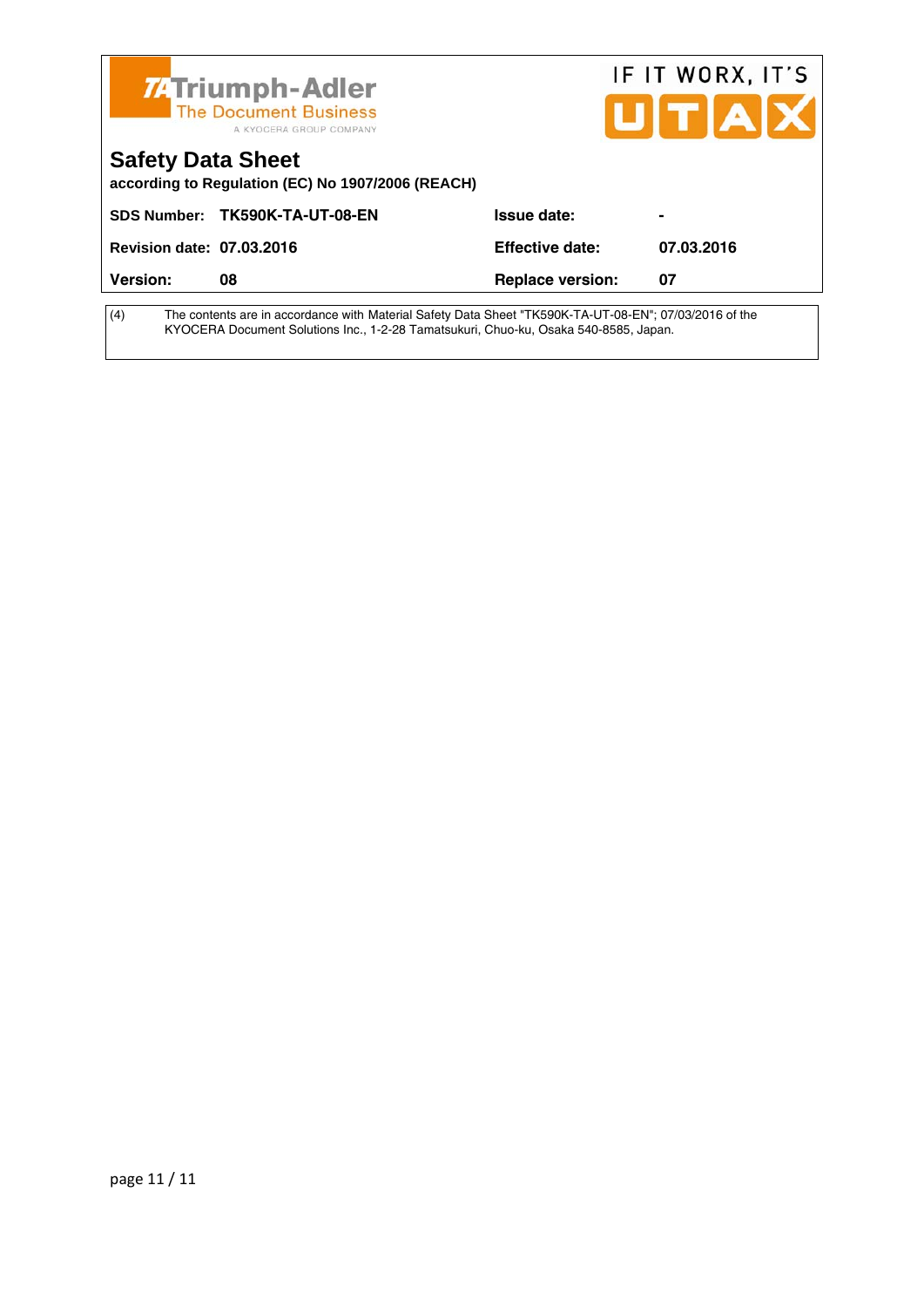| | |
|---|---|
| (4) | The contents are in accordance with Material Safety Data Sheet "TK590K-TA-UT-08-EN"; 07/03/2016 of the KYOCERA Document Solutions Inc., 1-2-28 Tamatsukuri, Chuo-ku, Osaka 540-8585, Japan. |